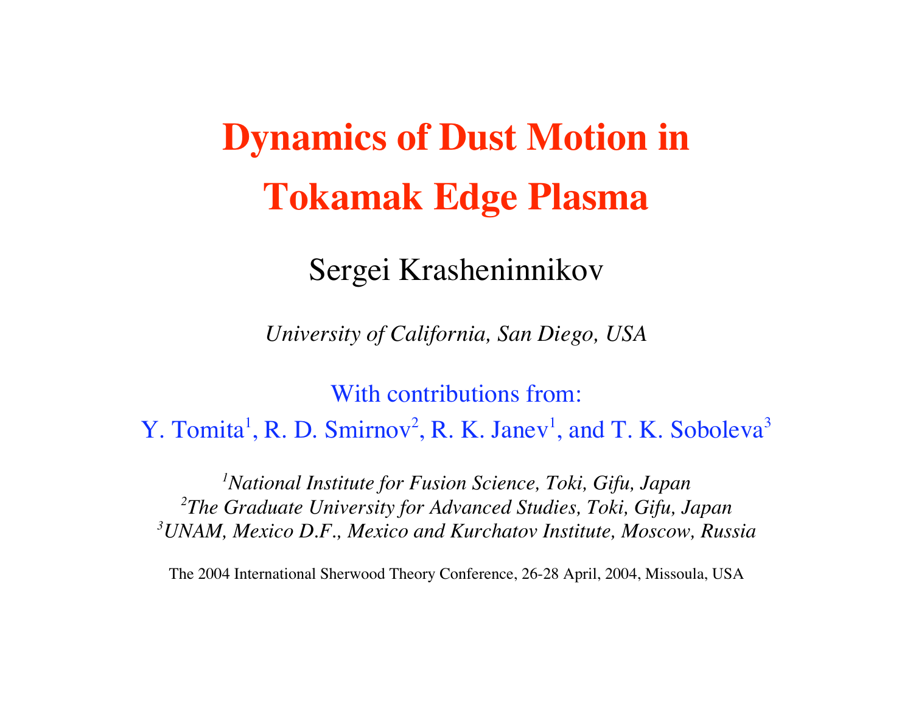# Dynamics of Dust Motion in Tokamak Edge Plasma

Sergei Krasheninnikov

*University of California, San Diego, USA*

With contributions from:
Y. Tomita[1], R. D. Smirnov[2], R. K. Janev[1], and T. K. Soboleva[3]

*[1]National Institute for Fusion Science, Toki, Gifu, Japan*
*[2]The Graduate University for Advanced Studies, Toki, Gifu, Japan*
*[3]UNAM, Mexico D.F., Mexico and Kurchatov Institute, Moscow, Russia*

The 2004 International Sherwood Theory Conference, 26-28 April, 2004, Missoula, USA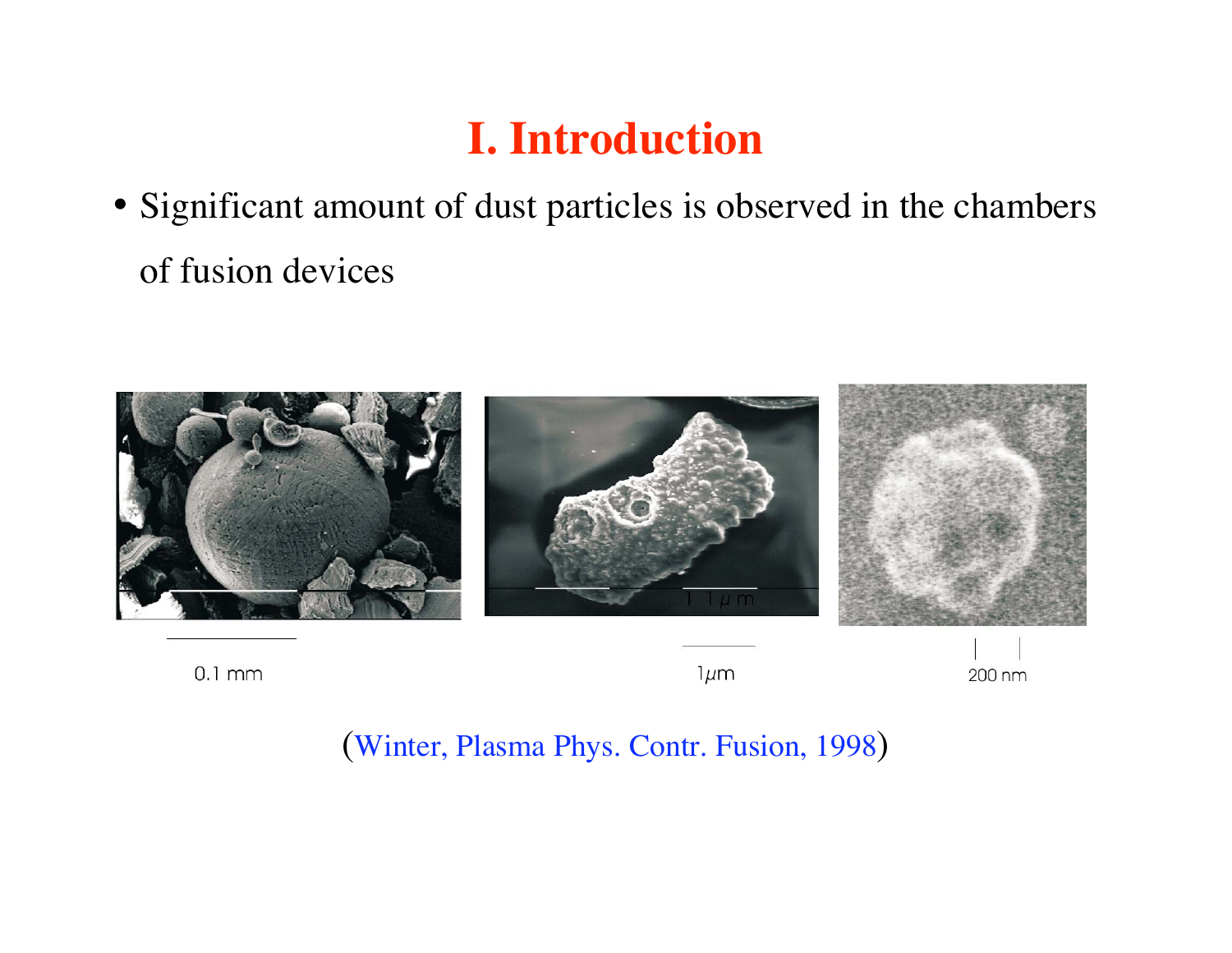# I. Introduction

- Significant amount of dust particles is observed in the chambers of fusion devices

0.1 mm

1μm

200 nm

(Winter, Plasma Phys. Contr. Fusion, 1998)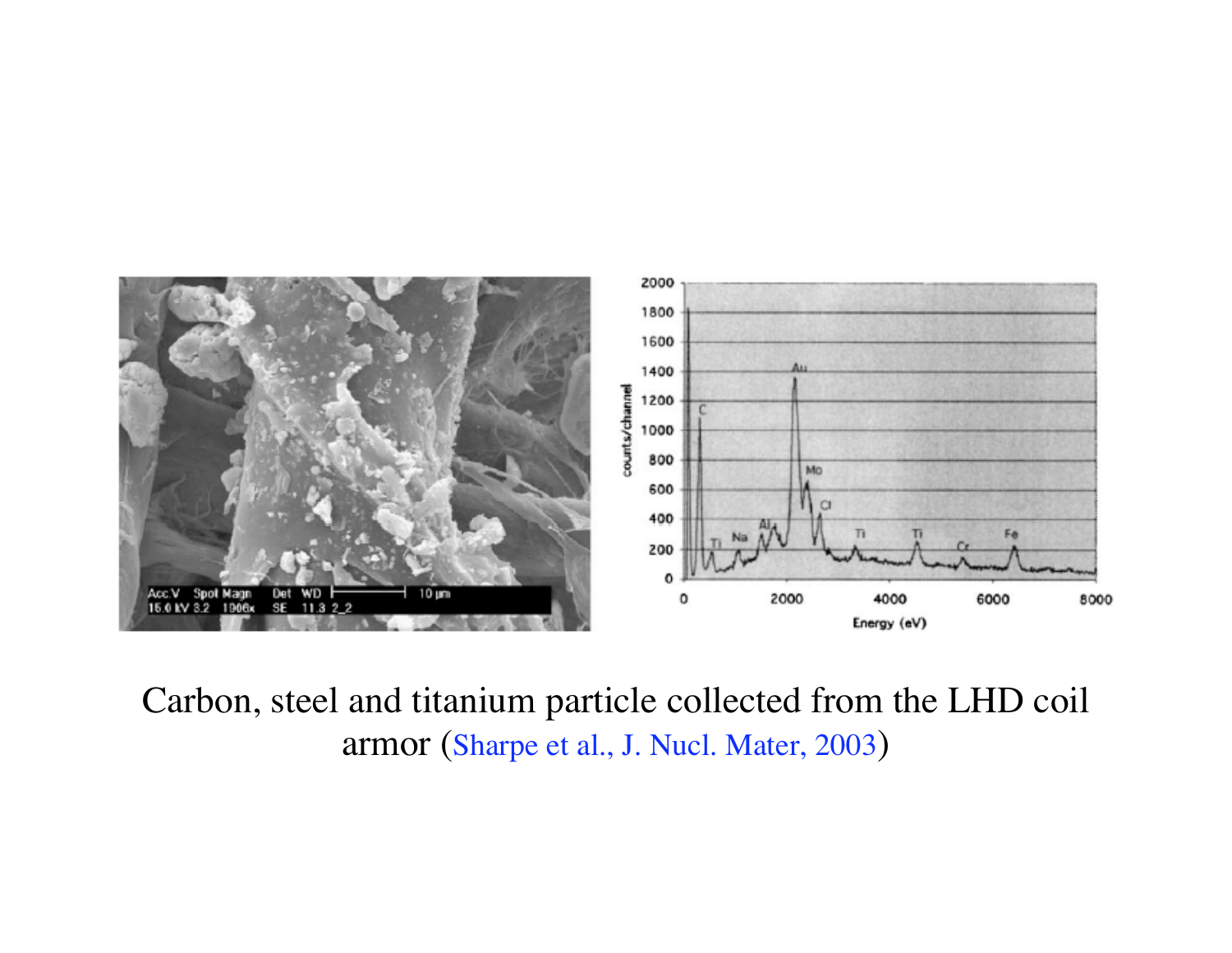Carbon, steel and titanium particle collected from the LHD coil armor (Sharpe et al., J. Nucl. Mater, 2003)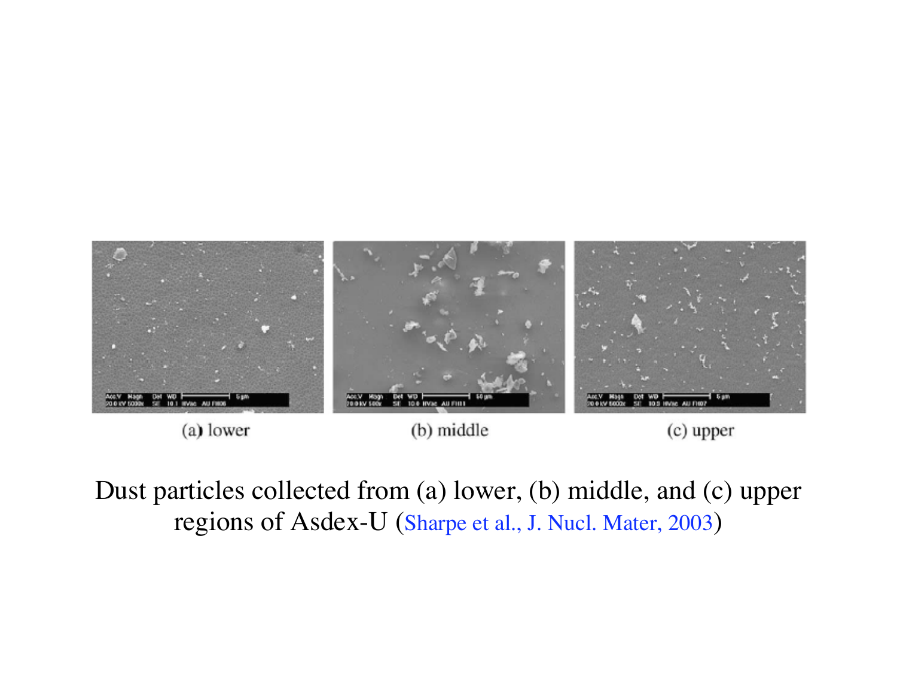(a) lower

(b) middle

(c) upper

Dust particles collected from (a) lower, (b) middle, and (c) upper regions of Asdex-U (Sharpe et al., J. Nucl. Mater, 2003)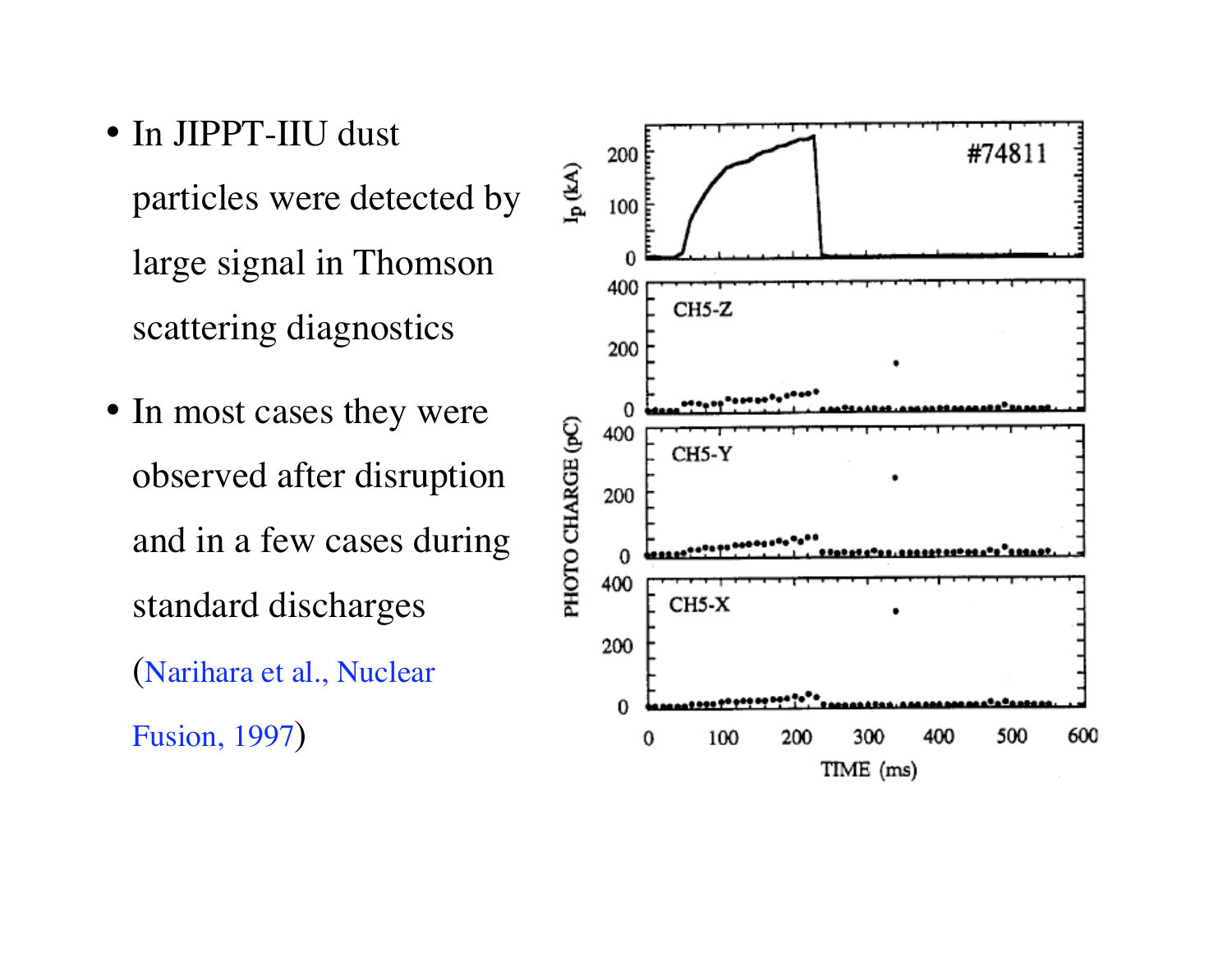- In JIPPT-IIU dust particles were detected by large signal in Thomson scattering diagnostics
- In most cases they were observed after disruption and in a few cases during standard discharges (Narihara et al., Nuclear Fusion, 1997)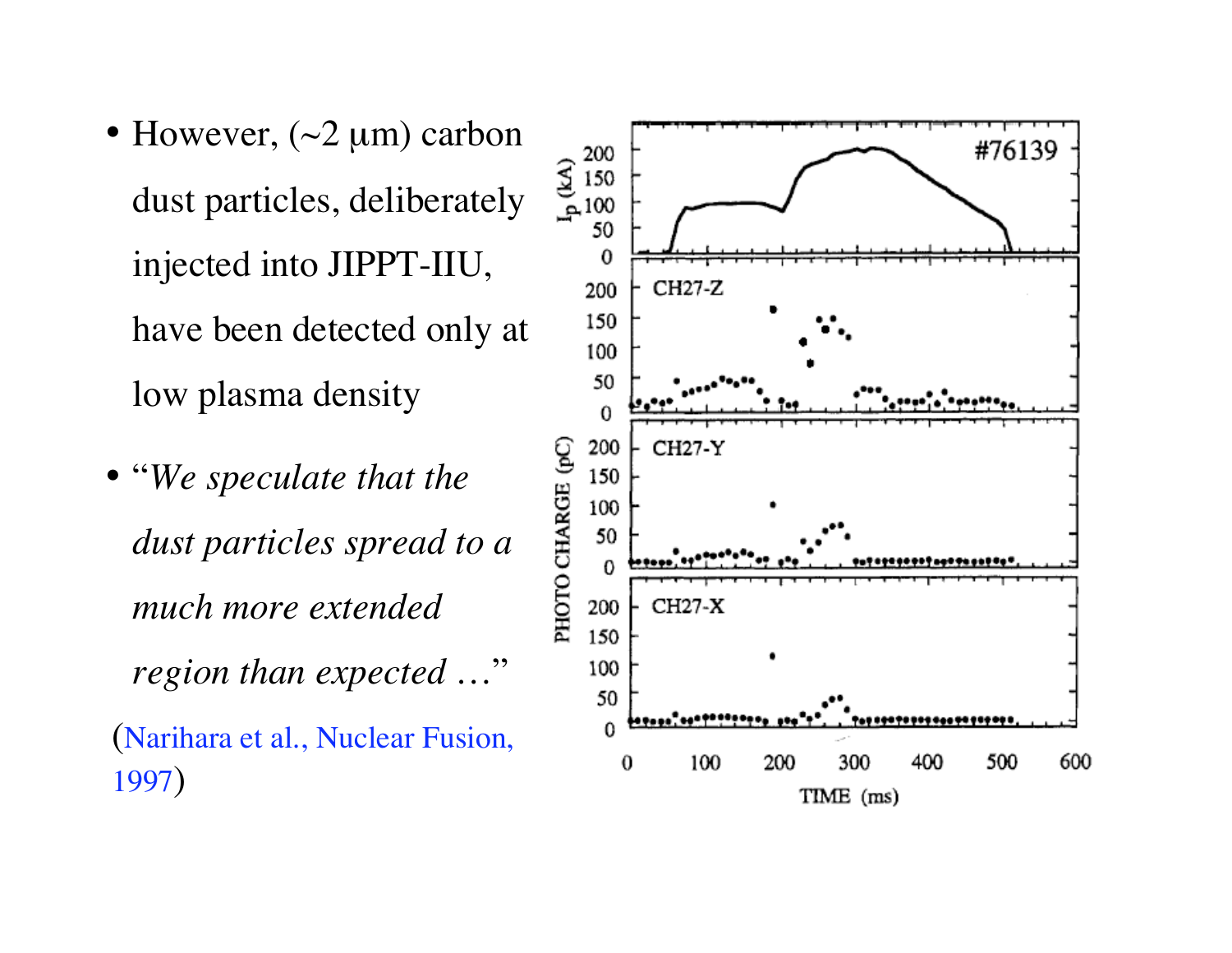- However, (~2 μm) carbon dust particles, deliberately injected into JIPPT-IIU, have been detected only at low plasma density
- "*We speculate that the dust particles spread to a much more extended region than expected …*"

(Narihara et al., Nuclear Fusion, 1997)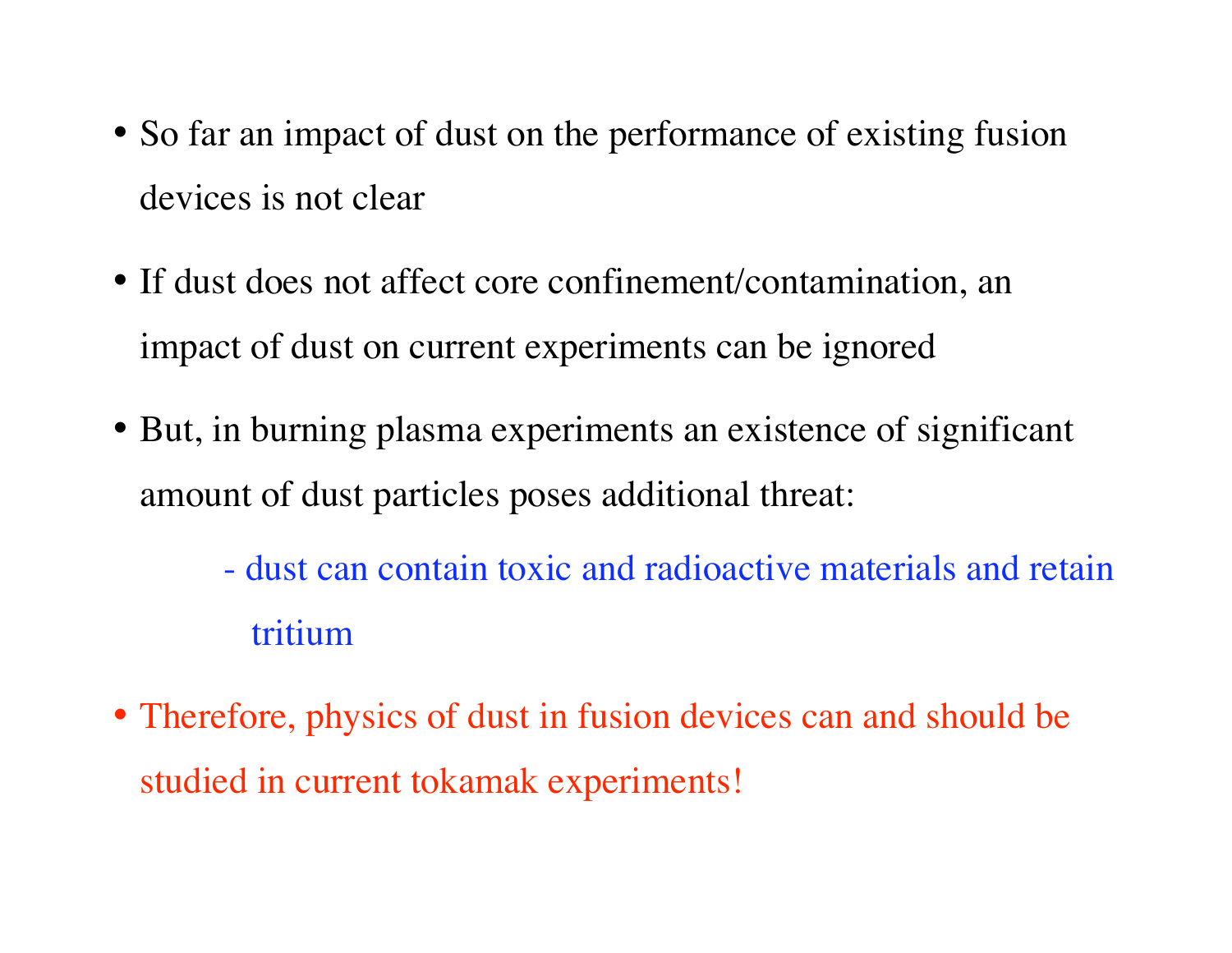- So far an impact of dust on the performance of existing fusion devices is not clear
- If dust does not affect core confinement/contamination, an impact of dust on current experiments can be ignored
- But, in burning plasma experiments an existence of significant amount of dust particles poses additional threat:
  - dust can contain toxic and radioactive materials and retain tritium
- Therefore, physics of dust in fusion devices can and should be studied in current tokamak experiments!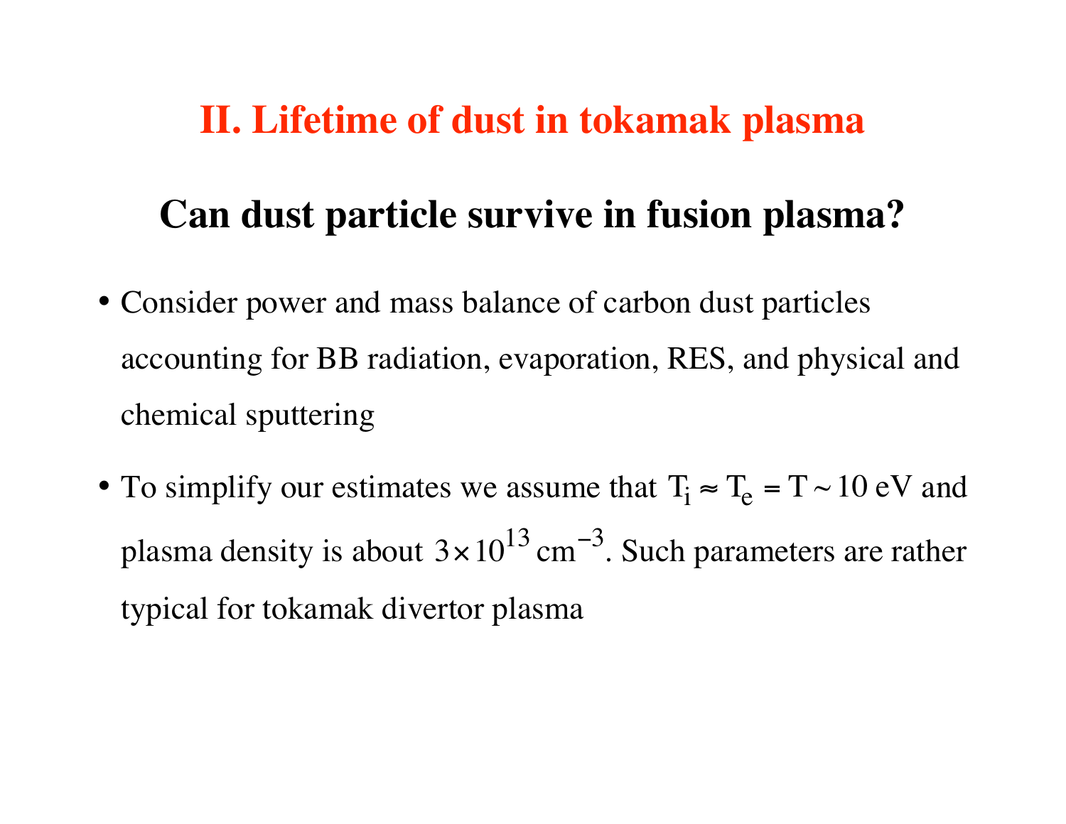# II. Lifetime of dust in tokamak plasma

## Can dust particle survive in fusion plasma?

- Consider power and mass balance of carbon dust particles accounting for BB radiation, evaporation, RES, and physical and chemical sputtering
- To simplify our estimates we assume that $T_i \approx T_e = T \sim 10$ eV and plasma density is about $3 \times 10^{13}\,\text{cm}^{-3}$. Such parameters are rather typical for tokamak divertor plasma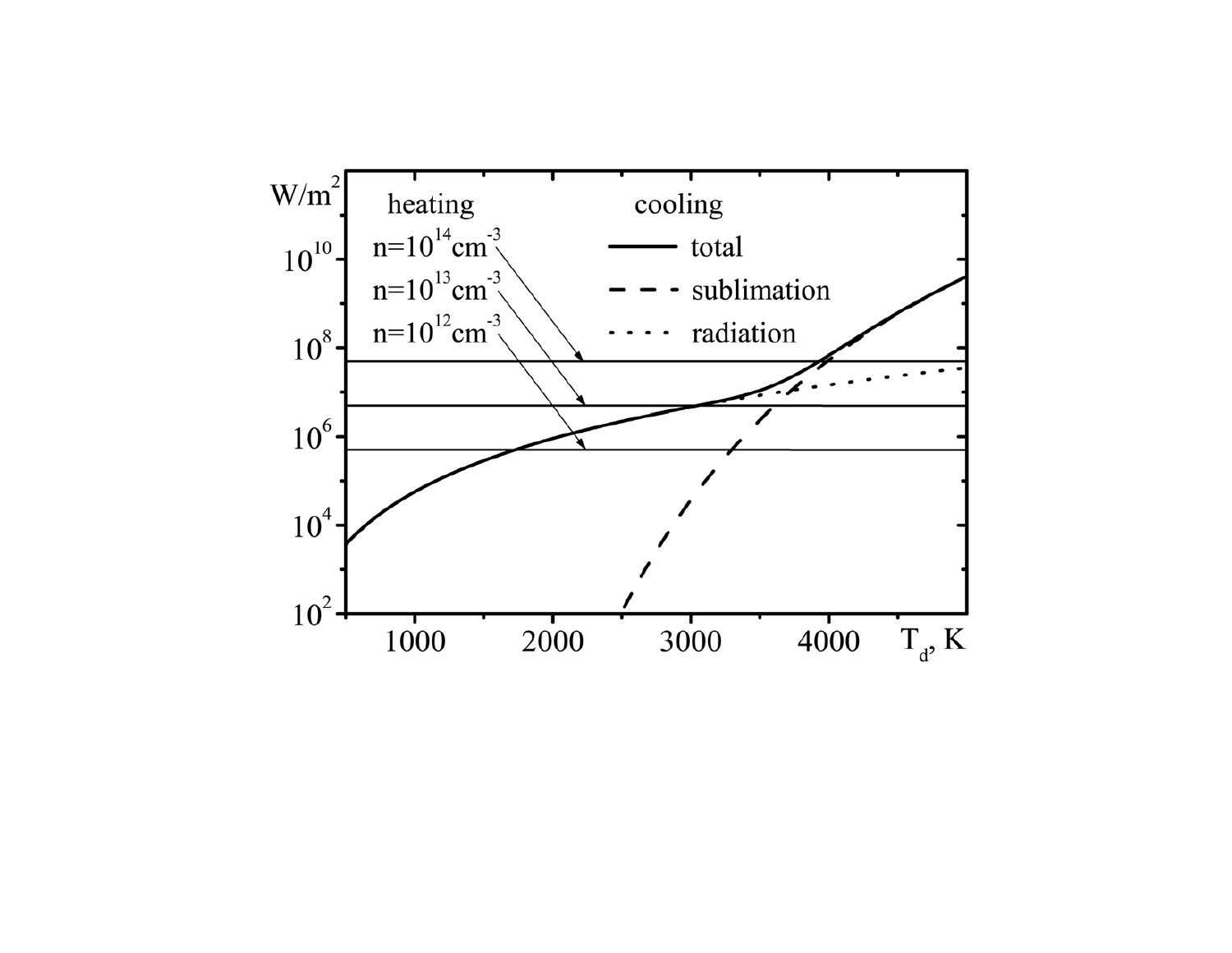W/m$^2$

heating

$n=10^{14}$ cm$^{-3}$

$n=10^{13}$ cm$^{-3}$

$n=10^{12}$ cm$^{-3}$

cooling

total

sublimation

radiation

$10^{10}$

$10^{8}$

$10^{6}$

$10^{4}$

$10^{2}$

1000 2000 3000 4000 $T_d$, K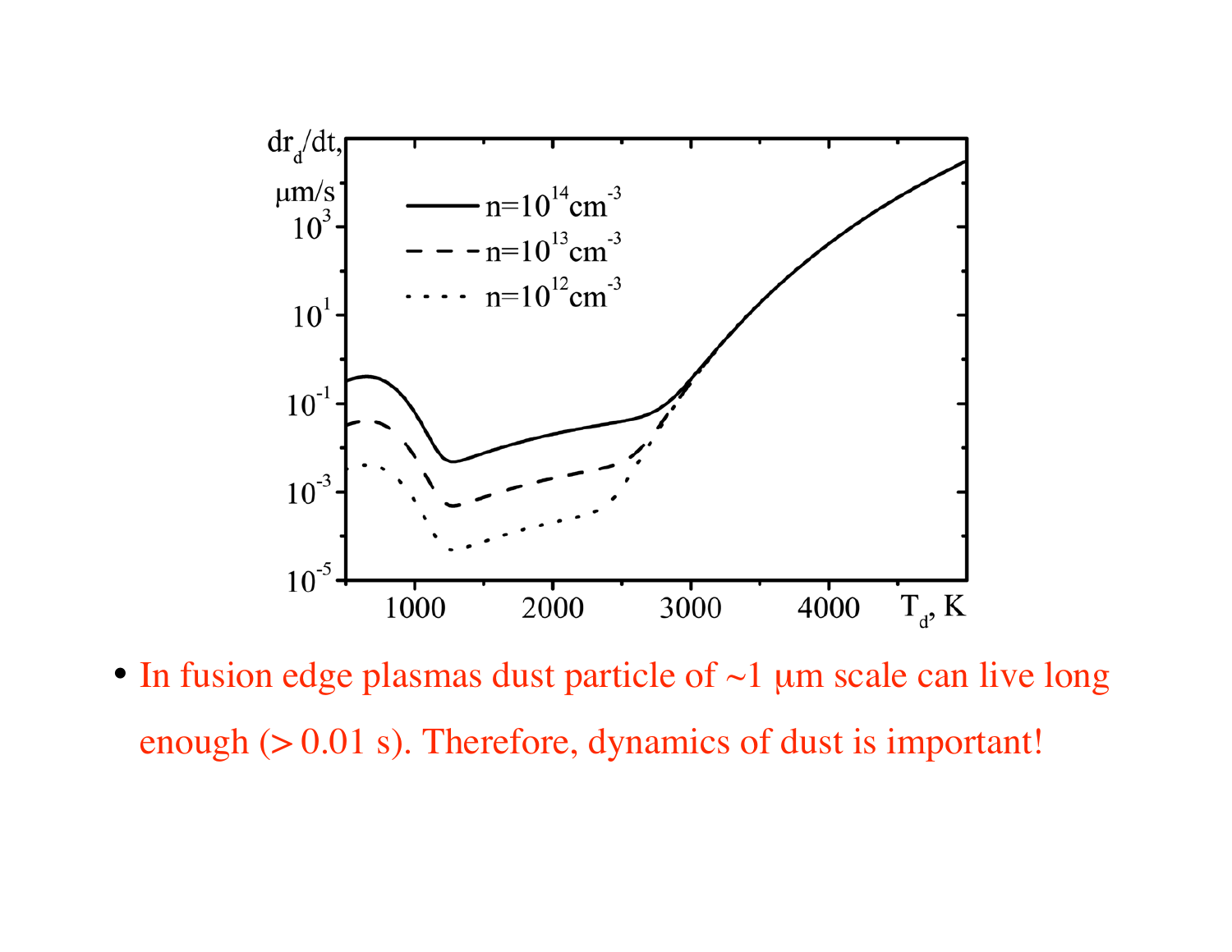- In fusion edge plasmas dust particle of ~1 μm scale can live long enough (> 0.01 s). Therefore, dynamics of dust is important!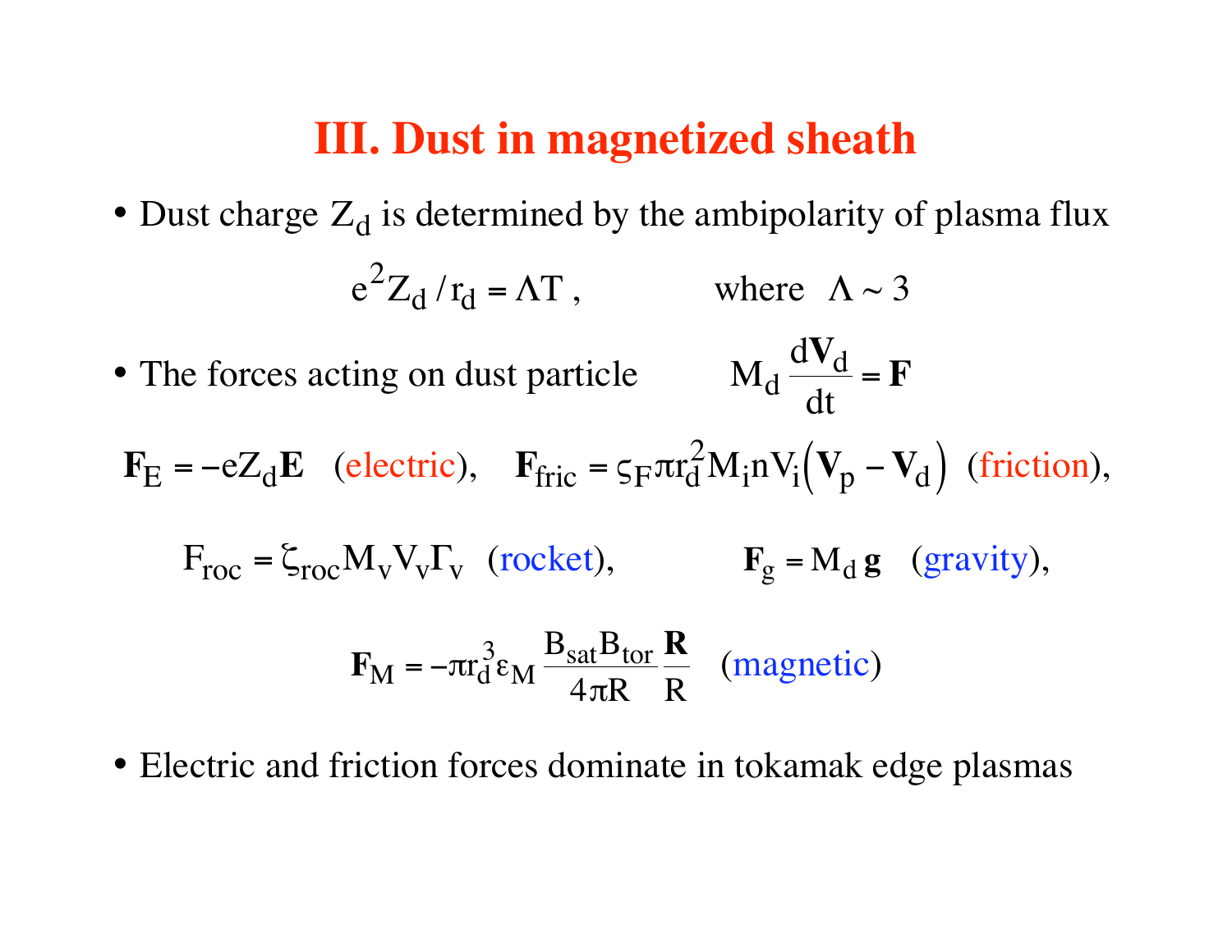# III. Dust in magnetized sheath

- Dust charge $Z_d$ is determined by the ambipolarity of plasma flux

$$e^2 Z_d / r_d = \Lambda T , \qquad \text{where} \quad \Lambda \sim 3$$

- The forces acting on dust particle $\qquad M_d \dfrac{d\mathbf{V}_d}{dt} = \mathbf{F}$

$$\mathbf{F}_E = -eZ_d \mathbf{E} \quad \text{(electric)}, \qquad \mathbf{F}_{fric} = \varsigma_F \pi r_d^2 M_i n V_i \left( \mathbf{V}_p - \mathbf{V}_d \right) \quad \text{(friction)},$$

$$F_{roc} = \zeta_{roc} M_v V_v \Gamma_v \quad \text{(rocket)}, \qquad \mathbf{F}_g = M_d \, \mathbf{g} \quad \text{(gravity)},$$

$$\mathbf{F}_M = -\pi r_d^3 \varepsilon_M \frac{B_{sat} B_{tor}}{4\pi R} \frac{\mathbf{R}}{R} \quad \text{(magnetic)}$$

- Electric and friction forces dominate in tokamak edge plasmas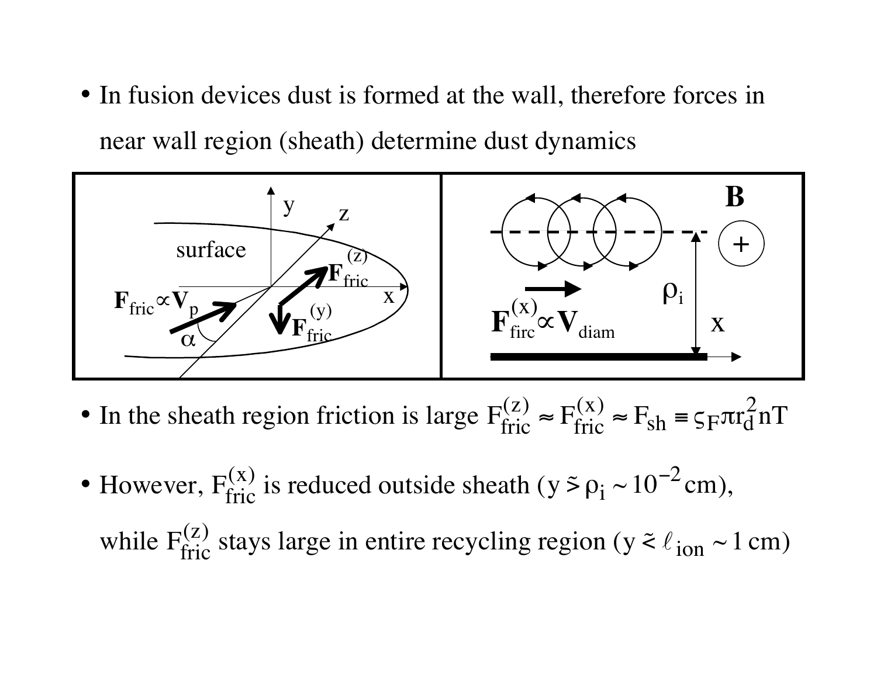- In fusion devices dust is formed at the wall, therefore forces in near wall region (sheath) determine dust dynamics

- In the sheath region friction is large $F_{fric}^{(z)} \approx F_{fric}^{(x)} \approx F_{sh} \equiv \varsigma_F \pi r_d^2 nT$

- However, $F_{fric}^{(x)}$ is reduced outside sheath ($y \gtrsim \rho_i \sim 10^{-2}$ cm), while $F_{fric}^{(z)}$ stays large in entire recycling region ($y \lesssim \ell_{ion} \sim 1$ cm)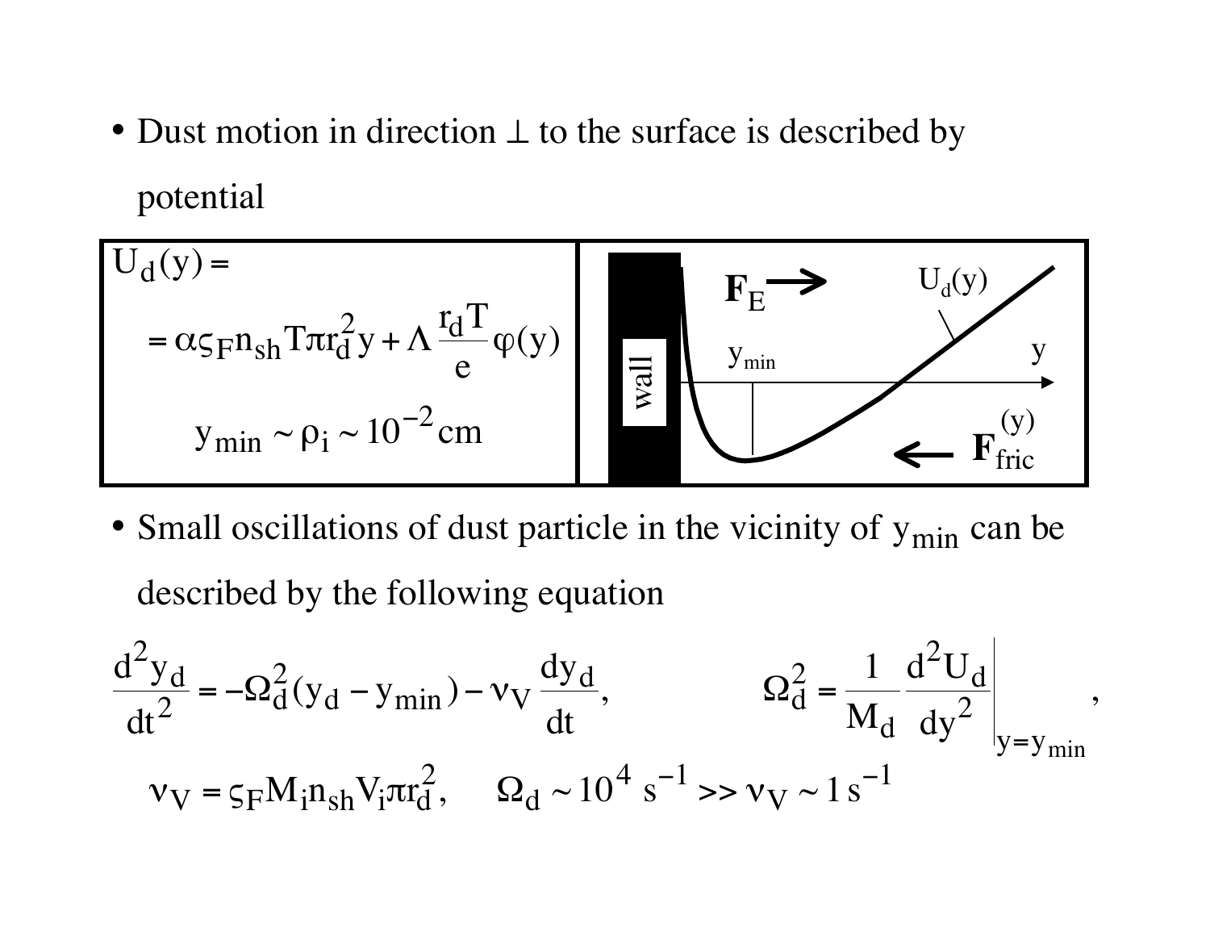- Dust motion in direction ⊥ to the surface is described by potential

$$U_d(y) = \alpha \varsigma_F n_{sh} T \pi r_d^2 y + \Lambda \frac{r_d T}{e} \varphi(y)$$

$$y_{min} \sim \rho_i \sim 10^{-2}\,\text{cm}$$

- Small oscillations of dust particle in the vicinity of $y_{min}$ can be described by the following equation

$$\frac{d^2 y_d}{dt^2} = -\Omega_d^2 (y_d - y_{min}) - \nu_V \frac{dy_d}{dt}, \qquad \Omega_d^2 = \frac{1}{M_d} \left. \frac{d^2 U_d}{dy^2} \right|_{y=y_{min}},$$

$$\nu_V = \varsigma_F M_i n_{sh} V_i \pi r_d^2, \qquad \Omega_d \sim 10^4\ \text{s}^{-1} >> \nu_V \sim 1\,\text{s}^{-1}$$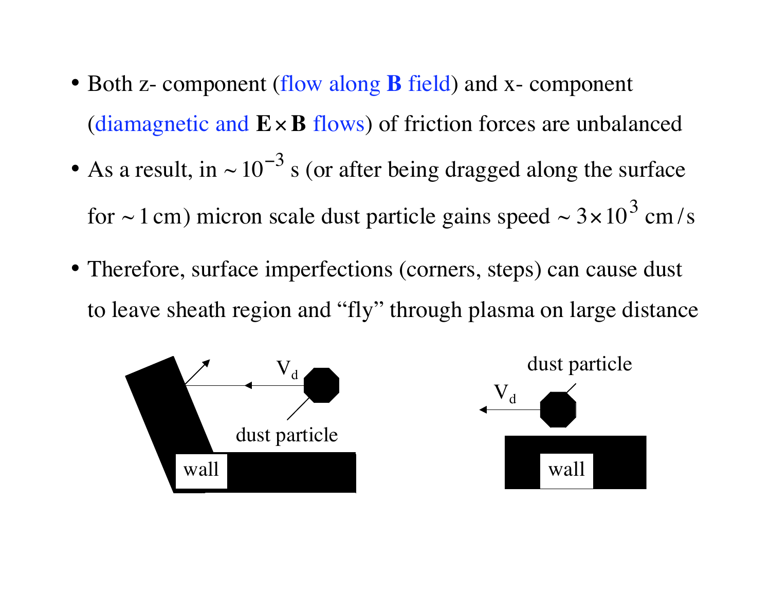- Both z- component (flow along **B** field) and x- component (diamagnetic and $\mathbf{E}\times\mathbf{B}$ flows) of friction forces are unbalanced
- As a result, in $\sim 10^{-3}$ s (or after being dragged along the surface for $\sim 1$ cm) micron scale dust particle gains speed $\sim 3\times10^{3}$ cm/s
- Therefore, surface imperfections (corners, steps) can cause dust to leave sheath region and "fly" through plasma on large distance

$V_d$ dust particle wall

dust particle $V_d$ wall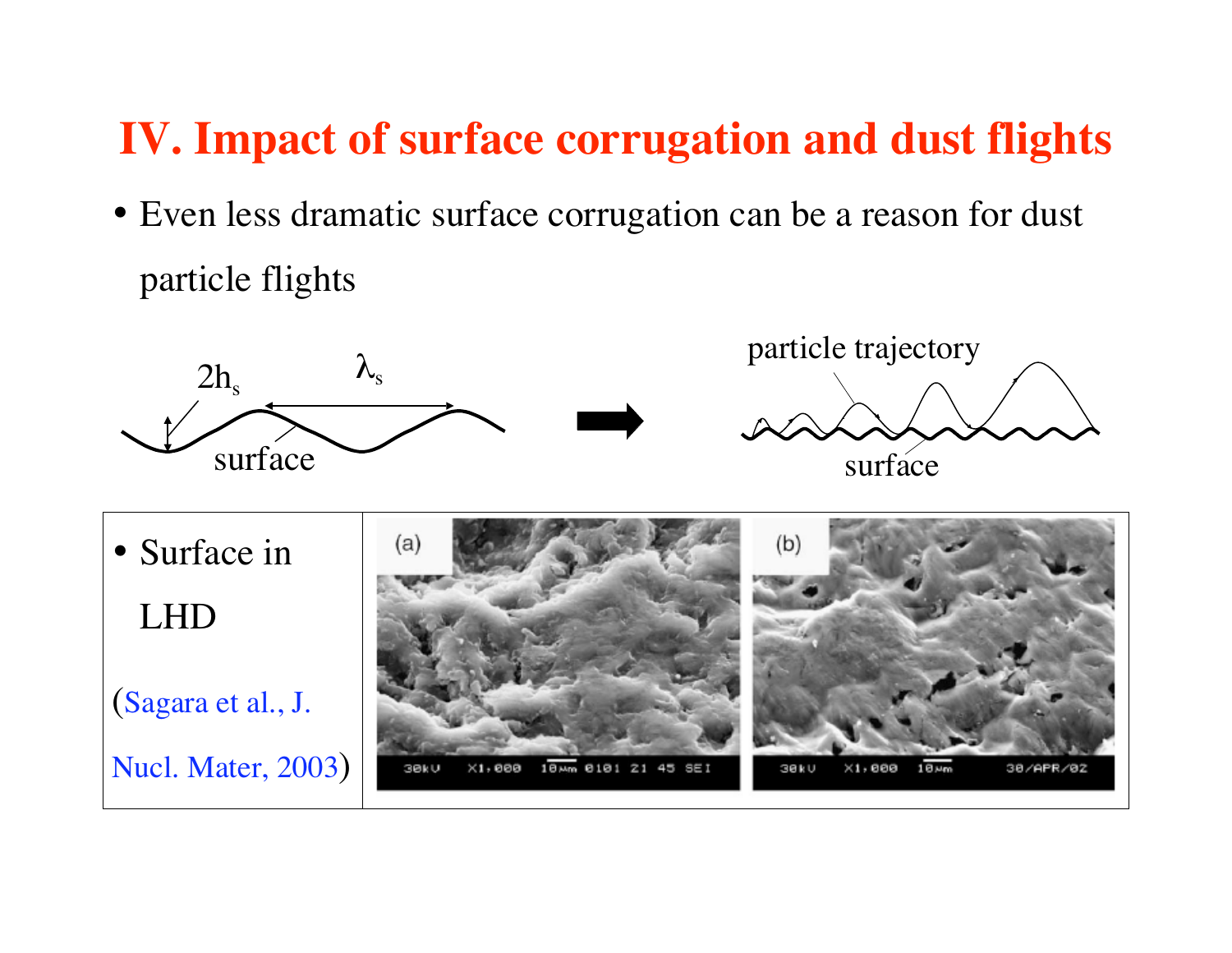# IV. Impact of surface corrugation and dust flights

- Even less dramatic surface corrugation can be a reason for dust particle flights

$2h_s$ $\lambda_s$ surface → particle trajectory surface

- Surface in LHD

(Sagara et al., J. Nucl. Mater, 2003)

(a) 30kV X1,000 10μm 0101 21 45 SEI

(b) 30kV X1,000 10μm 30/APR/02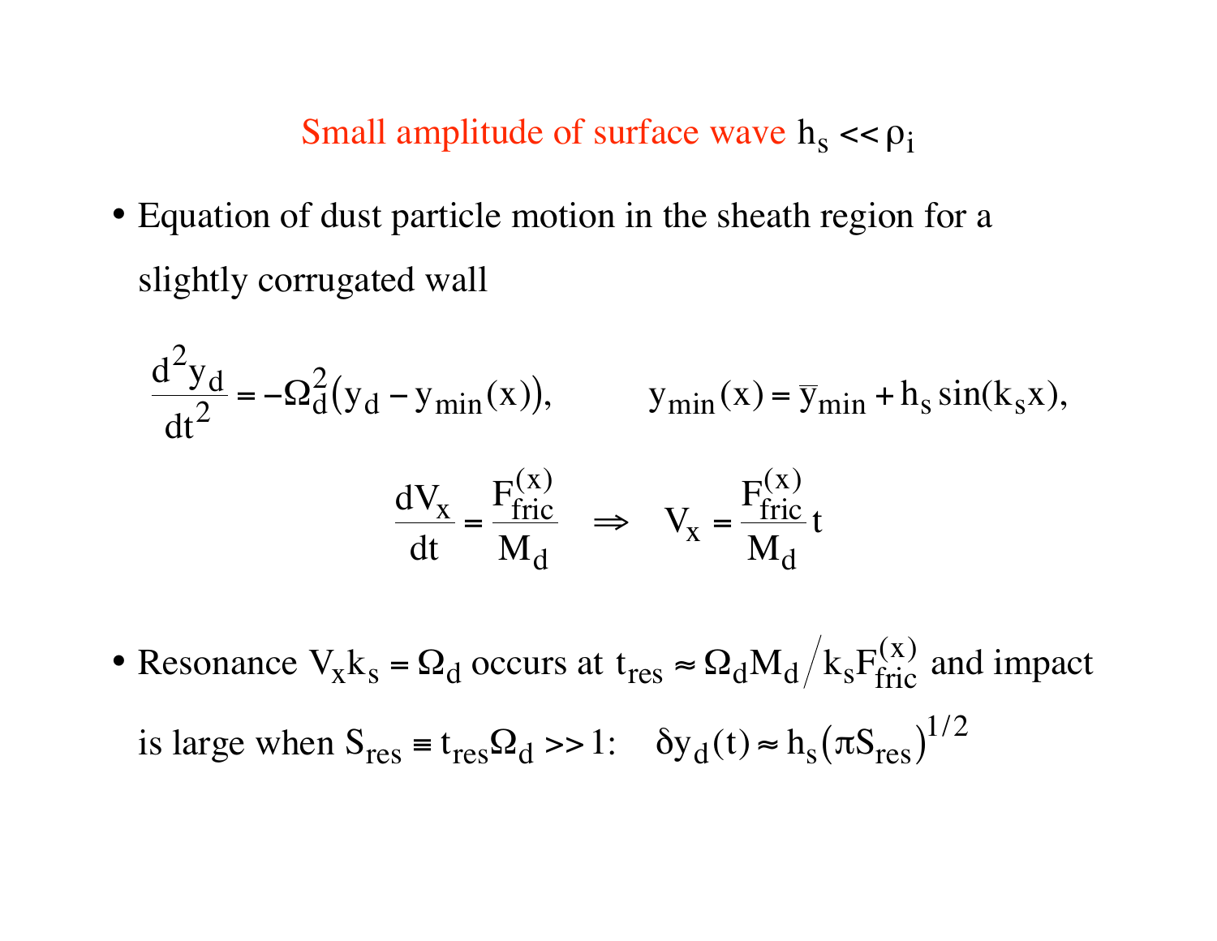## Small amplitude of surface wave $h_s << \rho_i$

- Equation of dust particle motion in the sheath region for a slightly corrugated wall

$$\frac{d^2 y_d}{dt^2} = -\Omega_d^2 \left( y_d - y_{min}(x) \right), \qquad y_{min}(x) = \bar{y}_{min} + h_s \sin(k_s x),$$

$$\frac{dV_x}{dt} = \frac{F_{fric}^{(x)}}{M_d} \quad \Rightarrow \quad V_x = \frac{F_{fric}^{(x)}}{M_d} t$$

- Resonance $V_x k_s = \Omega_d$ occurs at $t_{res} \approx \Omega_d M_d \big/ k_s F_{fric}^{(x)}$ and impact is large when $S_{res} \equiv t_{res} \Omega_d >> 1$: $\quad \delta y_d(t) \approx h_s \left( \pi S_{res} \right)^{1/2}$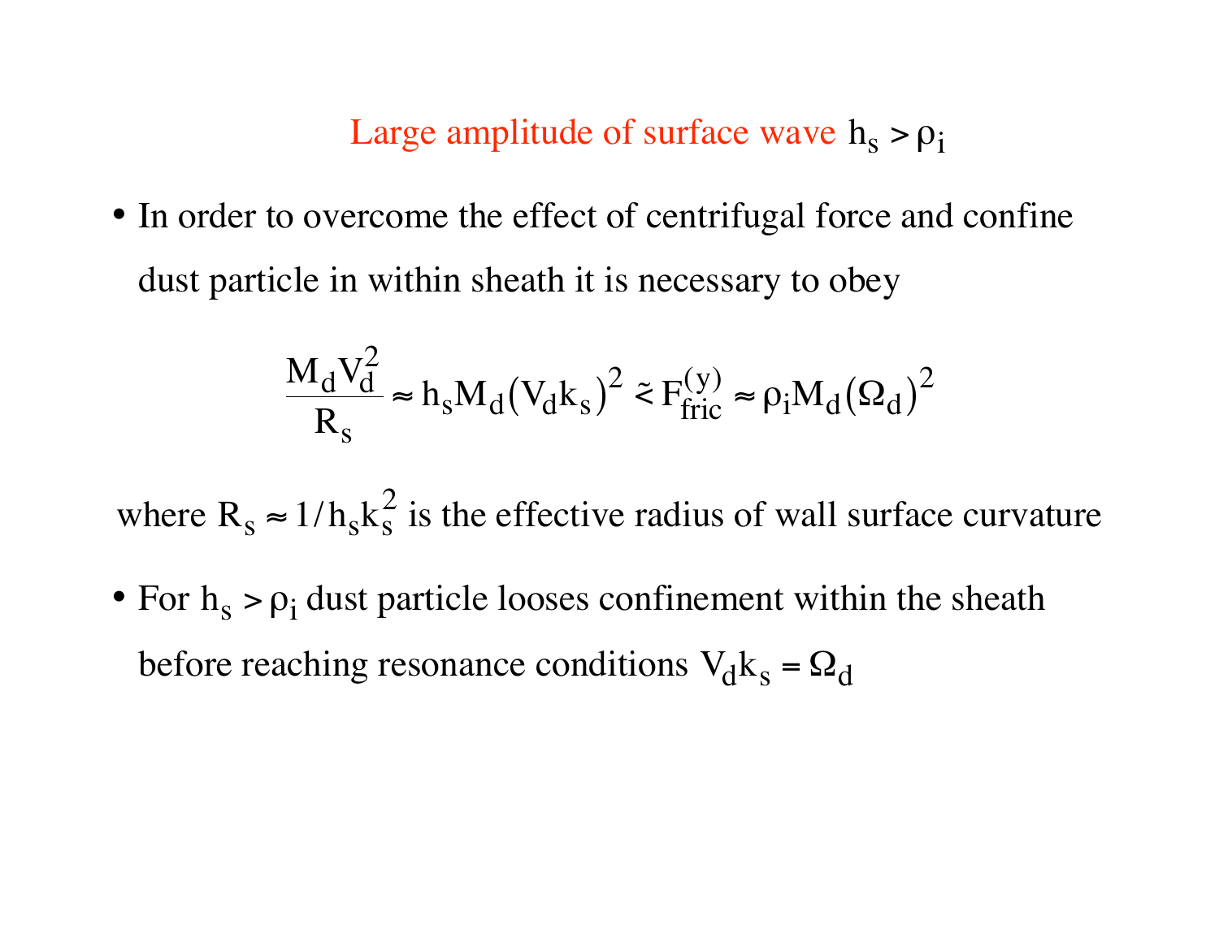## Large amplitude of surface wave $h_s > \rho_i$

- In order to overcome the effect of centrifugal force and confine dust particle in within sheath it is necessary to obey

$$\frac{M_d V_d^2}{R_s} \approx h_s M_d \left(V_d k_s\right)^2 \lesssim F_{fric}^{(y)} \approx \rho_i M_d \left(\Omega_d\right)^2$$

where $R_s \approx 1/h_s k_s^2$ is the effective radius of wall surface curvature

- For $h_s > \rho_i$ dust particle looses confinement within the sheath before reaching resonance conditions $V_d k_s = \Omega_d$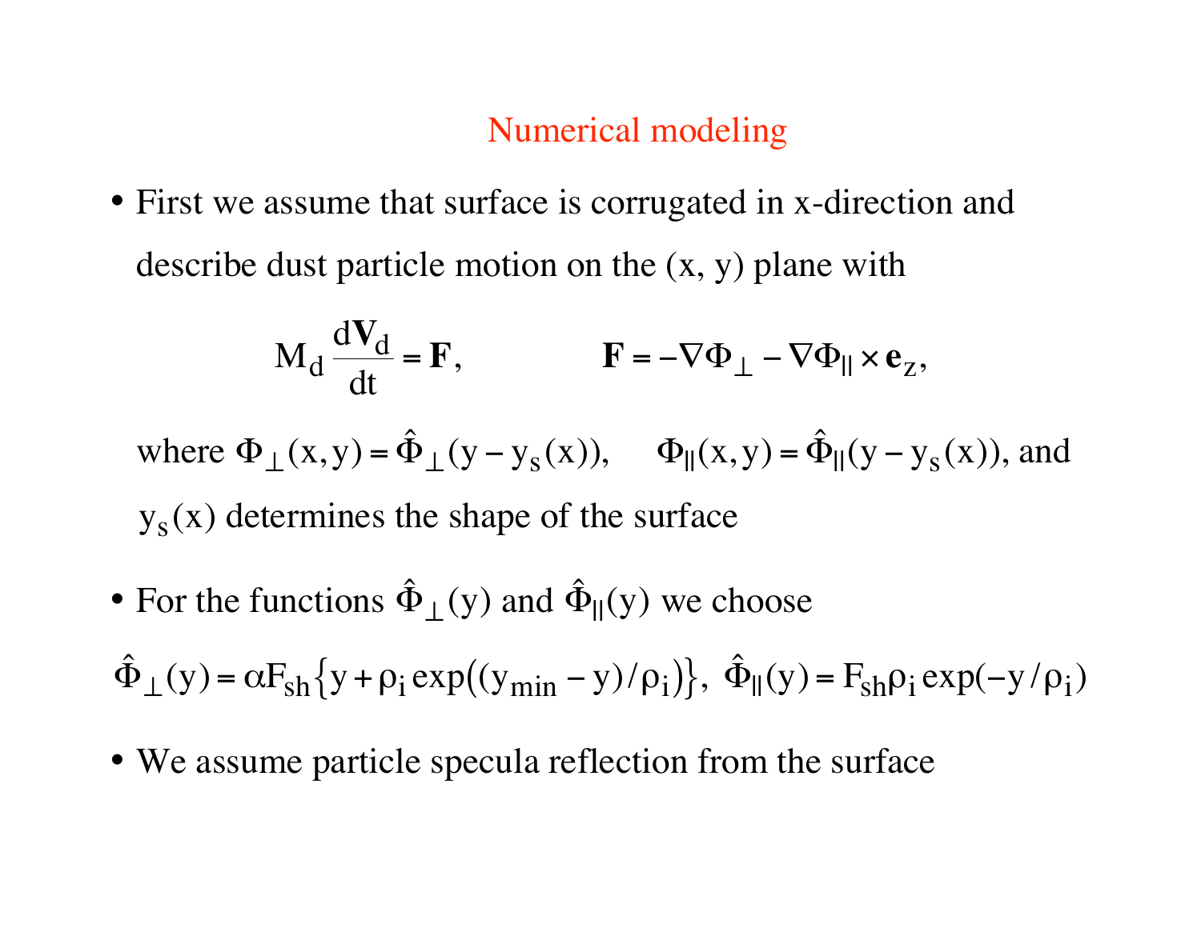## Numerical modeling

- First we assume that surface is corrugated in x-direction and describe dust particle motion on the (x, y) plane with

$$M_d \frac{d\mathbf{V}_d}{dt} = \mathbf{F}, \qquad \mathbf{F} = -\nabla\Phi_\perp - \nabla\Phi_{||} \times \mathbf{e}_z,$$

  where $\Phi_\perp(x,y) = \hat{\Phi}_\perp(y - y_s(x))$, $\Phi_{||}(x,y) = \hat{\Phi}_{||}(y - y_s(x))$, and $y_s(x)$ determines the shape of the surface

- For the functions $\hat{\Phi}_\perp(y)$ and $\hat{\Phi}_{||}(y)$ we choose

$$\hat{\Phi}_\perp(y) = \alpha F_{sh}\left\{y + \rho_i \exp\left((y_{min} - y)/\rho_i\right)\right\}, \; \hat{\Phi}_{||}(y) = F_{sh}\rho_i \exp(-y/\rho_i)$$

- We assume particle specula reflection from the surface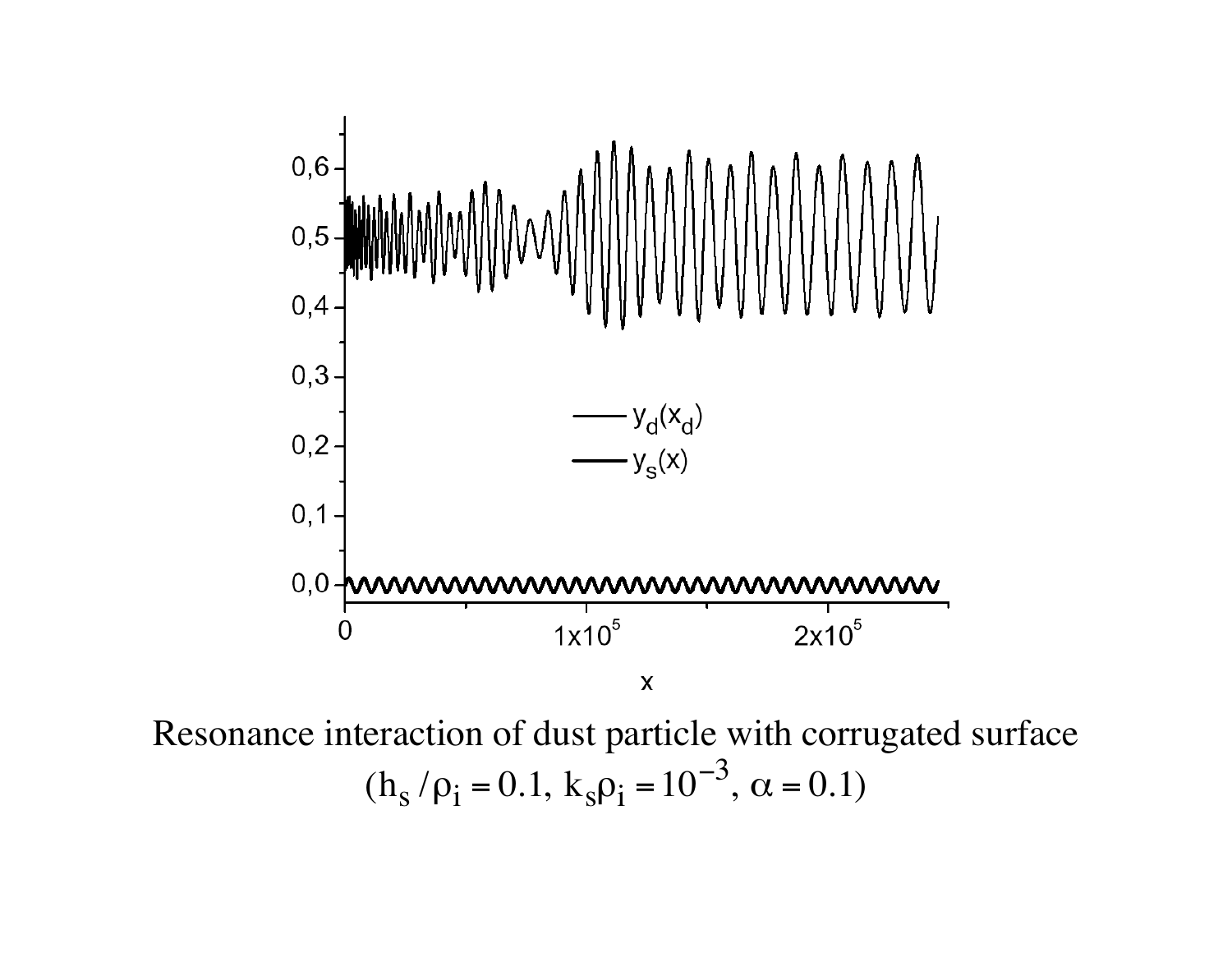Resonance interaction of dust particle with corrugated surface
($h_s/\rho_i = 0.1$, $k_s\rho_i = 10^{-3}$, $\alpha = 0.1$)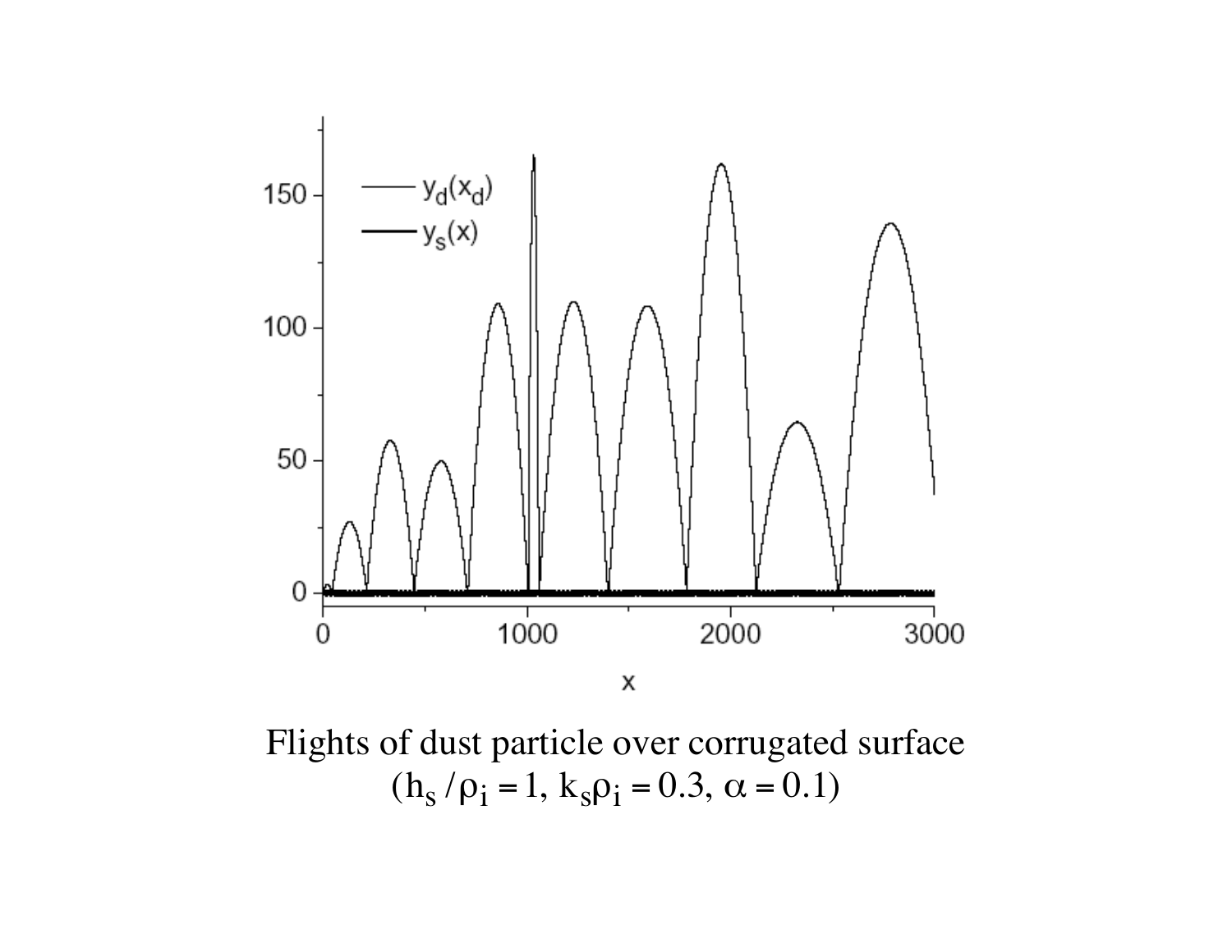Flights of dust particle over corrugated surface
($h_s/\rho_i = 1$, $k_s\rho_i = 0.3$, $\alpha = 0.1$)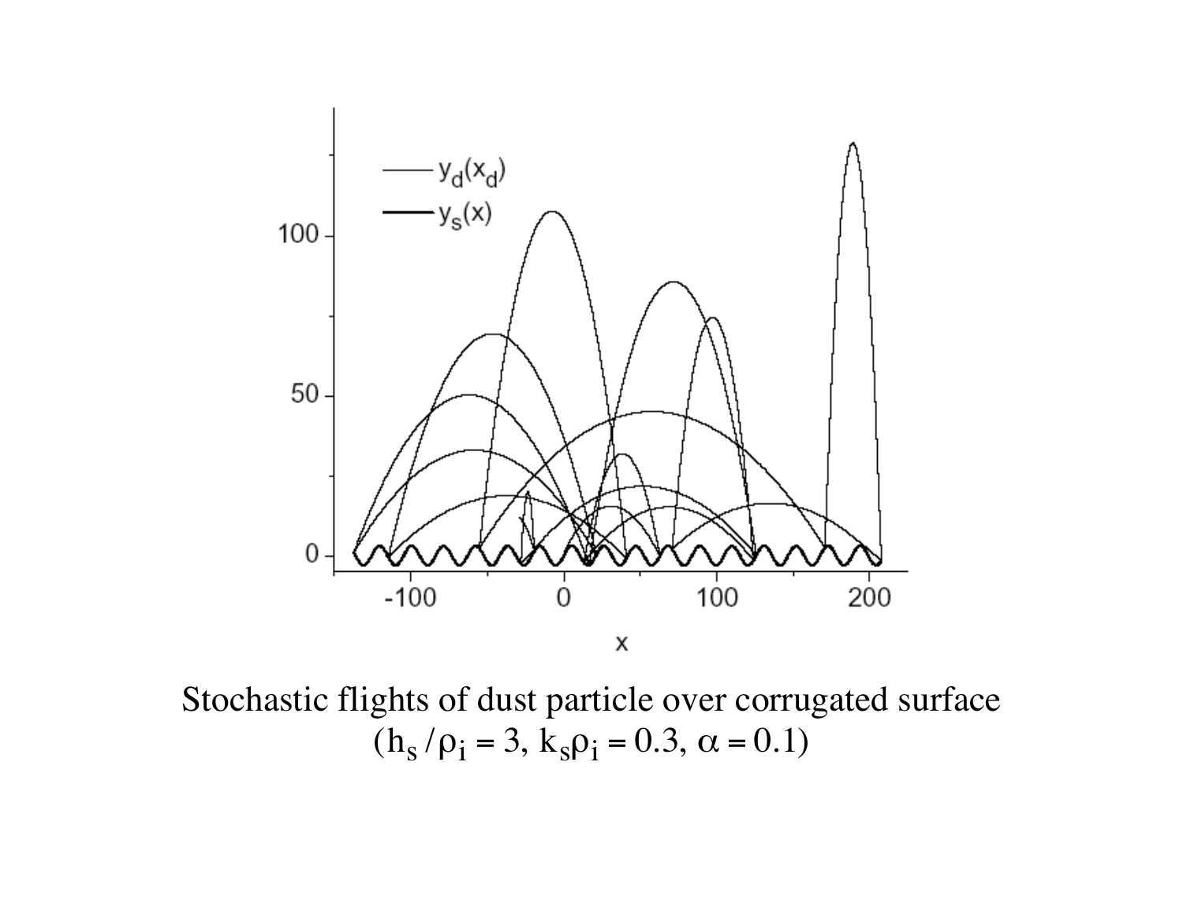Stochastic flights of dust particle over corrugated surface
($h_s/\rho_i = 3$, $k_s\rho_i = 0.3$, $\alpha = 0.1$)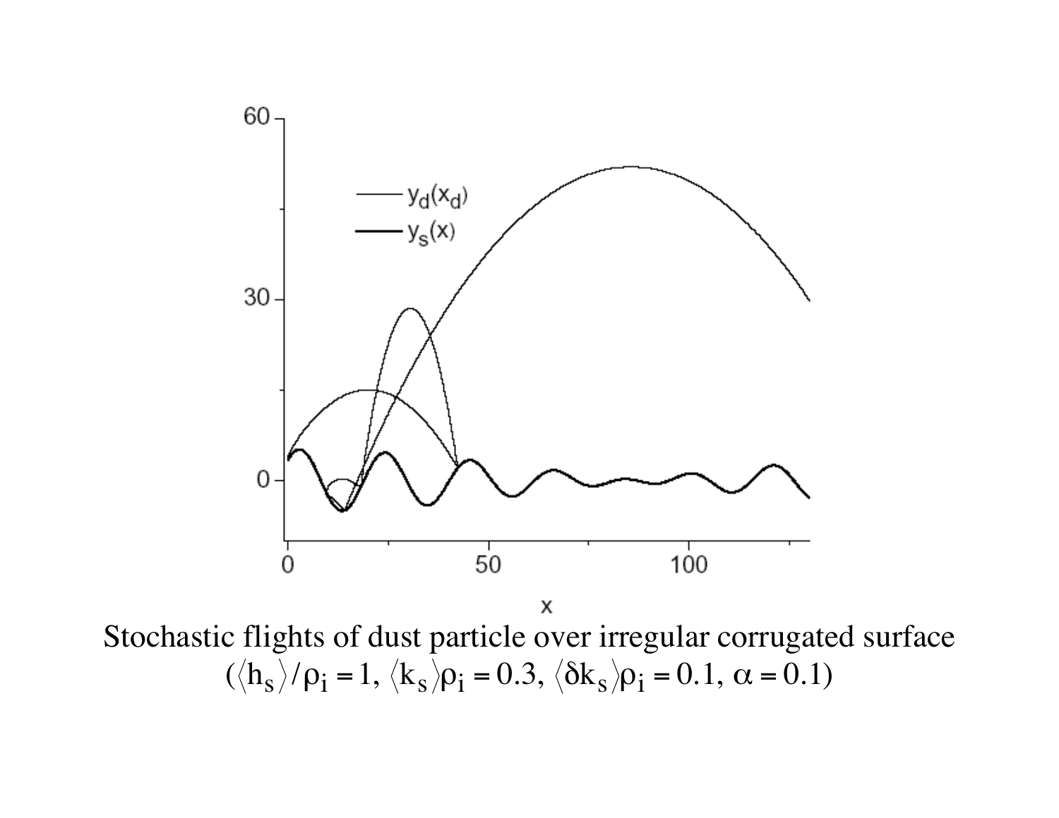Stochastic flights of dust particle over irregular corrugated surface ($\langle h_s \rangle / \rho_i = 1$, $\langle k_s \rangle \rho_i = 0.3$, $\langle \delta k_s \rangle \rho_i = 0.1$, $\alpha = 0.1$)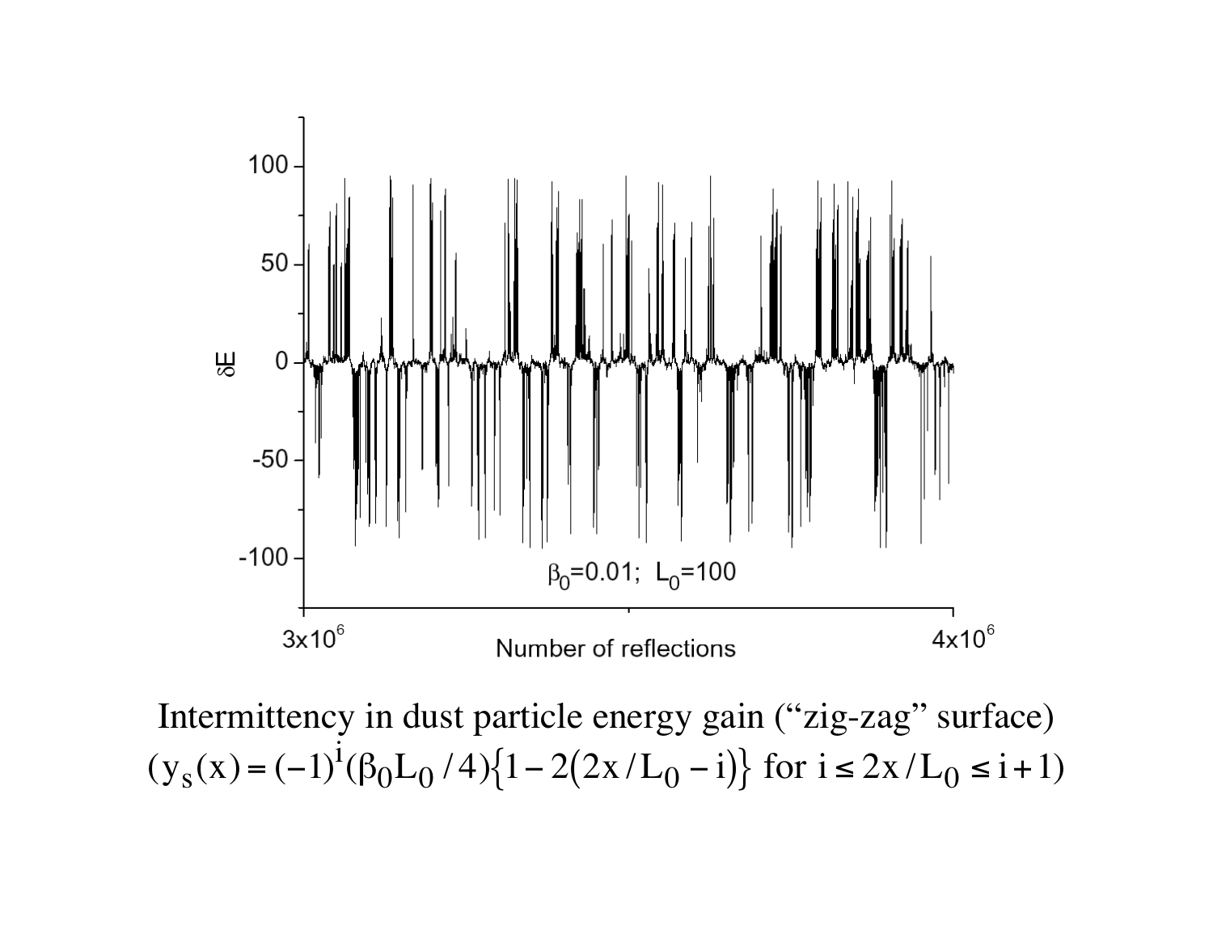Intermittency in dust particle energy gain ("zig-zag" surface)

$(y_s(x) = (-1)^i (\beta_0 L_0 / 4)\{1 - 2(2x / L_0 - i)\}$ for $i \le 2x / L_0 \le i + 1)$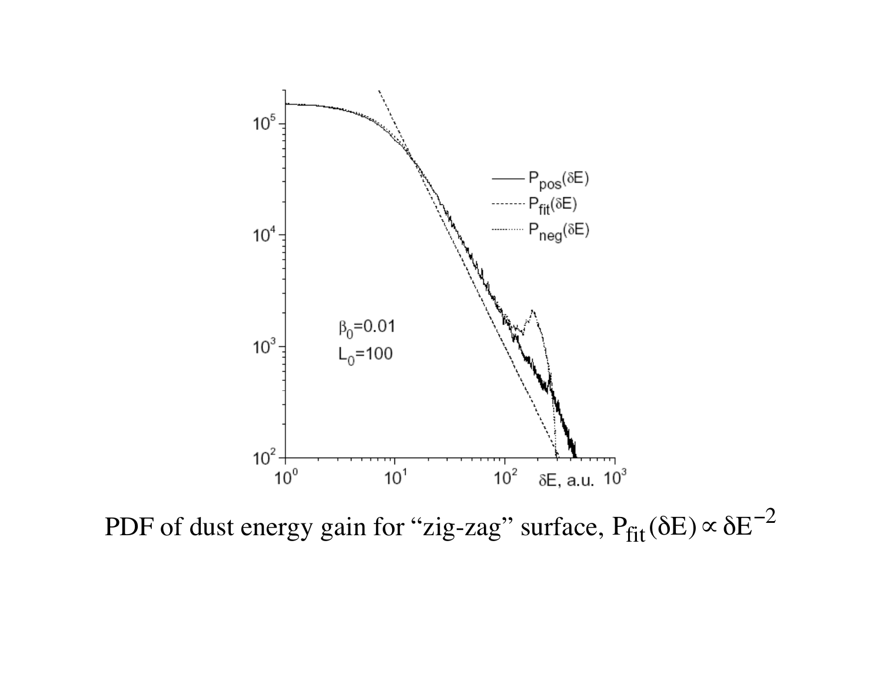PDF of dust energy gain for "zig-zag" surface, $P_{fit}(\delta E) \propto \delta E^{-2}$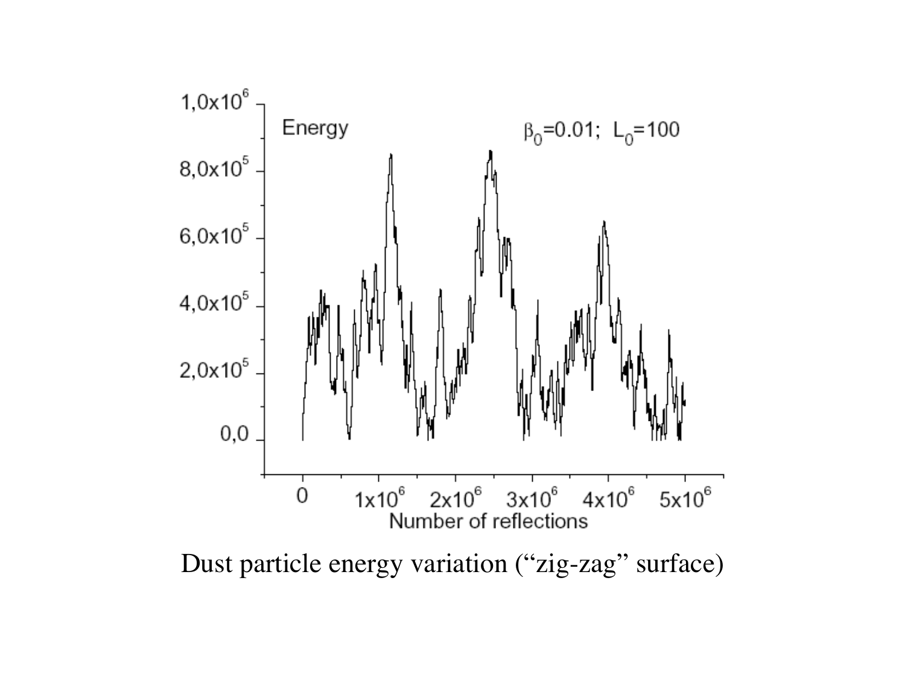Dust particle energy variation (“zig-zag” surface)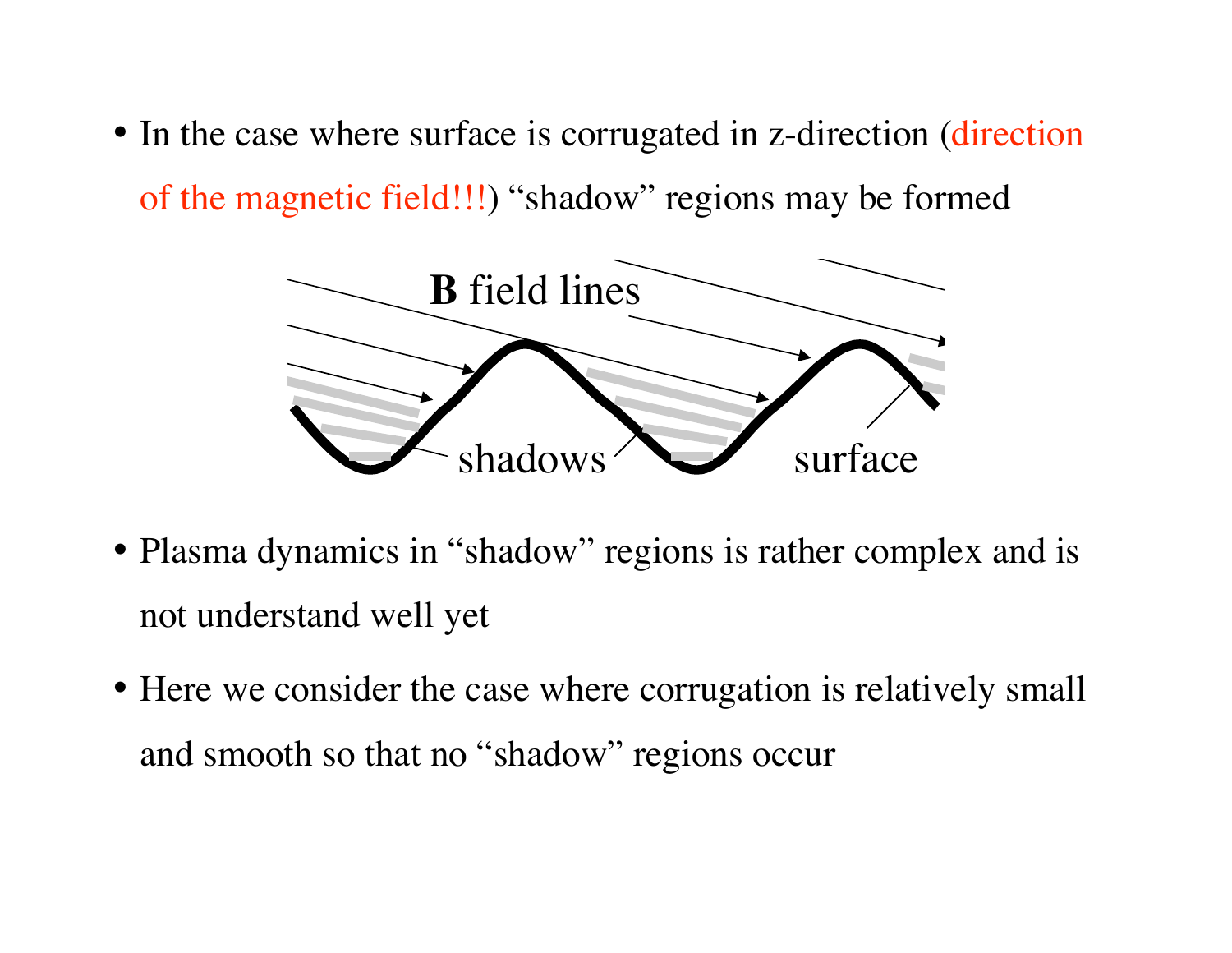- In the case where surface is corrugated in z-direction (direction of the magnetic field!!!) "shadow" regions may be formed

- Plasma dynamics in "shadow" regions is rather complex and is not understand well yet
- Here we consider the case where corrugation is relatively small and smooth so that no "shadow" regions occur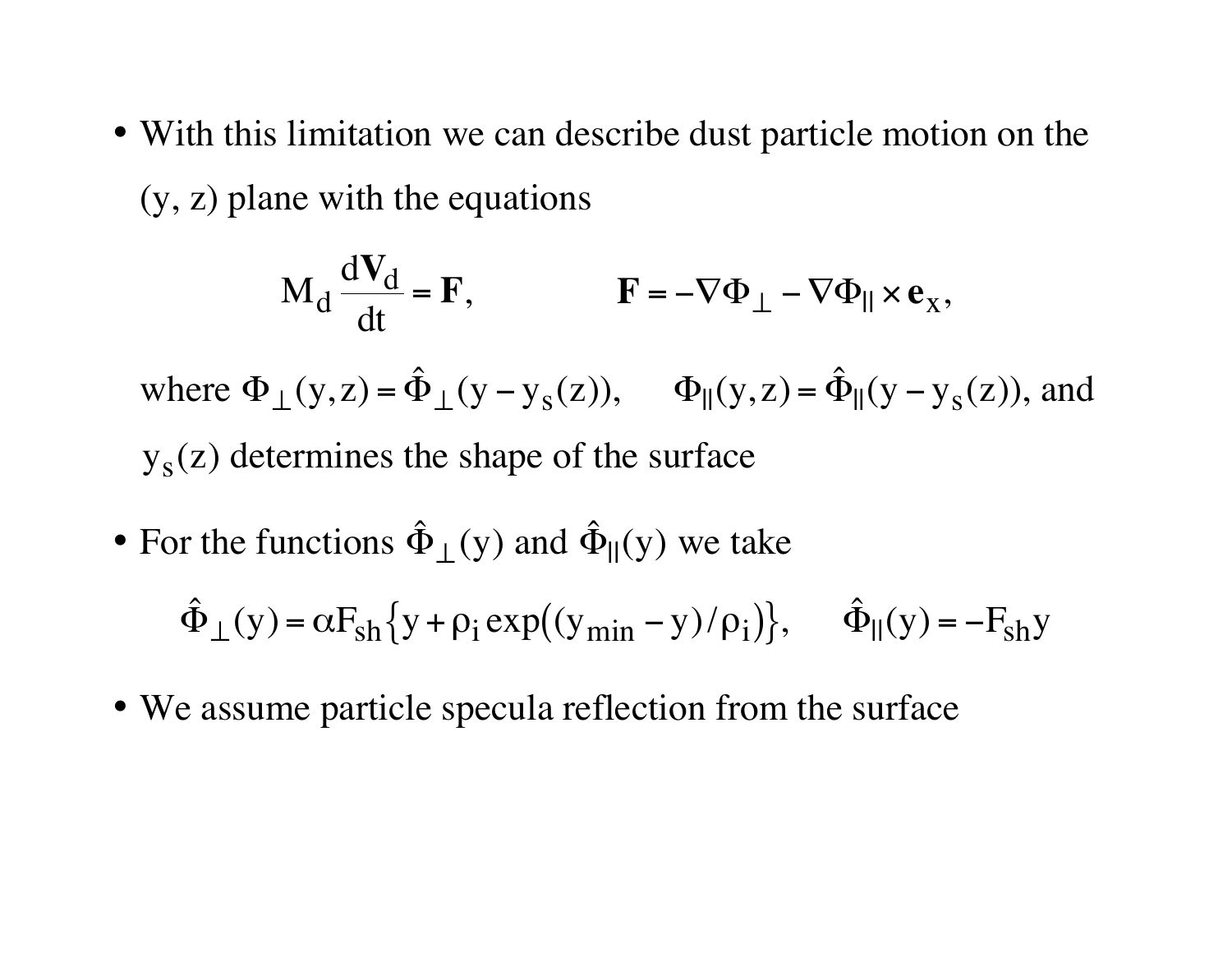- With this limitation we can describe dust particle motion on the (y, z) plane with the equations

$$M_d \frac{d\mathbf{V}_d}{dt} = \mathbf{F}, \qquad \mathbf{F} = -\nabla\Phi_\perp - \nabla\Phi_{||} \times \mathbf{e}_x,$$

  where $\Phi_\perp(y,z) = \hat{\Phi}_\perp(y - y_s(z))$, $\Phi_{||}(y,z) = \hat{\Phi}_{||}(y - y_s(z))$, and $y_s(z)$ determines the shape of the surface

- For the functions $\hat{\Phi}_\perp(y)$ and $\hat{\Phi}_{||}(y)$ we take

$$\hat{\Phi}_\perp(y) = \alpha F_{sh}\{y + \rho_i \exp((y_{min} - y)/\rho_i)\}, \qquad \hat{\Phi}_{||}(y) = -F_{sh} y$$

- We assume particle specula reflection from the surface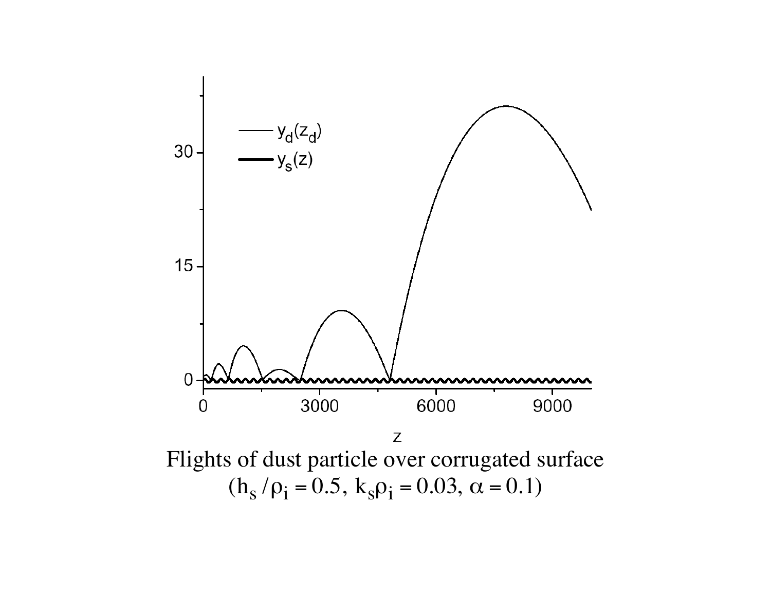Flights of dust particle over corrugated surface
($h_s / \rho_i = 0.5,\ k_s\rho_i = 0.03,\ \alpha = 0.1$)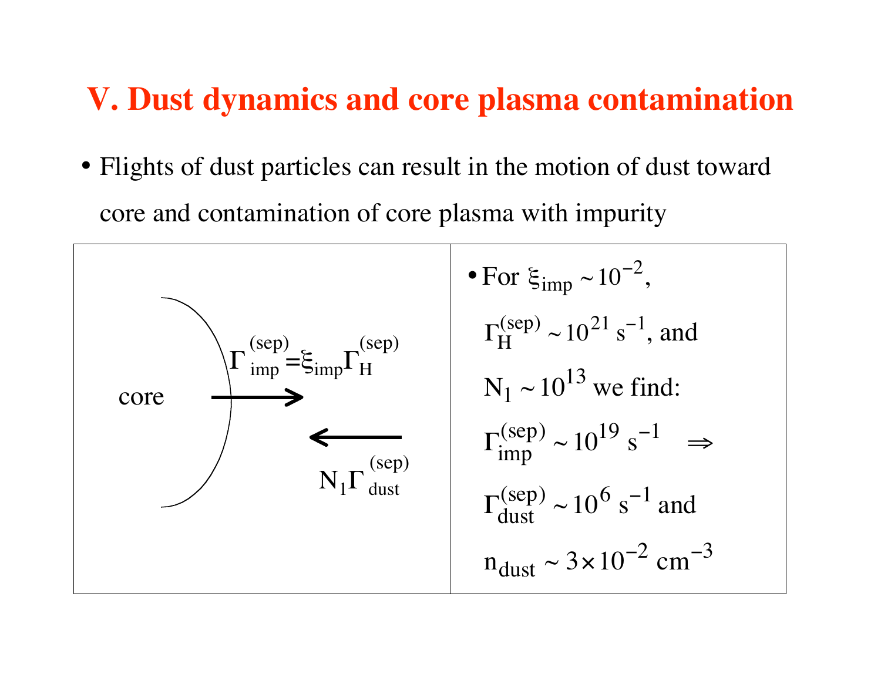# V. Dust dynamics and core plasma contamination

- Flights of dust particles can result in the motion of dust toward core and contamination of core plasma with impurity

core

$\Gamma_{imp}^{(sep)} = \xi_{imp} \Gamma_{H}^{(sep)}$

$N_1 \Gamma_{dust}^{(sep)}$

- For $\xi_{imp} \sim 10^{-2}$,

  $\Gamma_{H}^{(sep)} \sim 10^{21}\ s^{-1}$, and

  $N_1 \sim 10^{13}$ we find:

  $\Gamma_{imp}^{(sep)} \sim 10^{19}\ s^{-1} \quad \Rightarrow$

  $\Gamma_{dust}^{(sep)} \sim 10^{6}\ s^{-1}$ and

  $n_{dust} \sim 3 \times 10^{-2}\ cm^{-3}$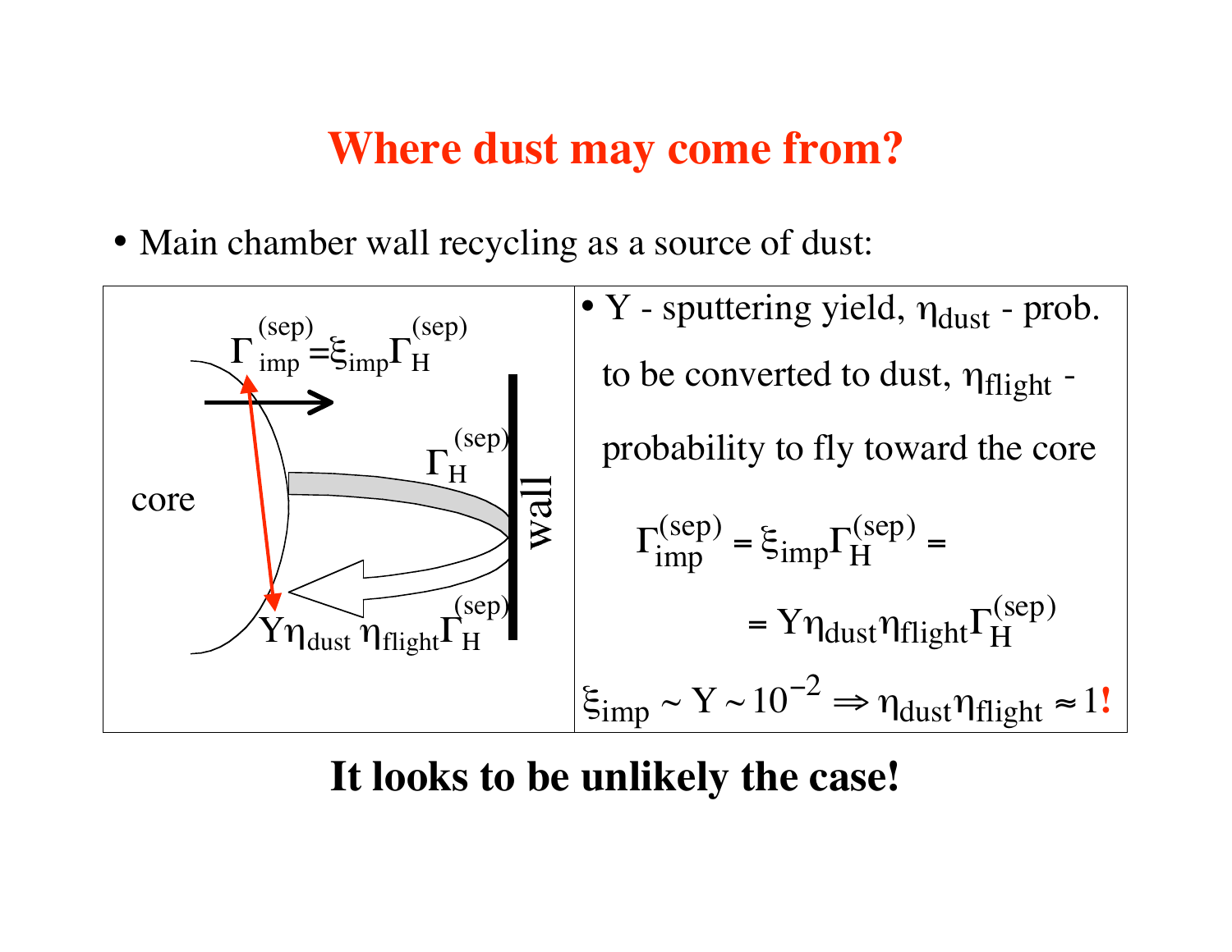# Where dust may come from?

- Main chamber wall recycling as a source of dust:

core

$\Gamma_{imp}^{(sep)} = \xi_{imp}\Gamma_{H}^{(sep)}$

$\Gamma_{H}^{(sep)}$

wall

$Y\eta_{dust}\,\eta_{flight}\Gamma_{H}^{(sep)}$

- Y - sputtering yield, $\eta_{dust}$ - prob. to be converted to dust, $\eta_{flight}$ - probability to fly toward the core

$$\Gamma_{imp}^{(sep)} = \xi_{imp}\Gamma_{H}^{(sep)} =$$

$$= Y\eta_{dust}\eta_{flight}\Gamma_{H}^{(sep)}$$

$$\xi_{imp} \sim Y \sim 10^{-2} \Rightarrow \eta_{dust}\eta_{flight} \approx 1!$$

**It looks to be unlikely the case!**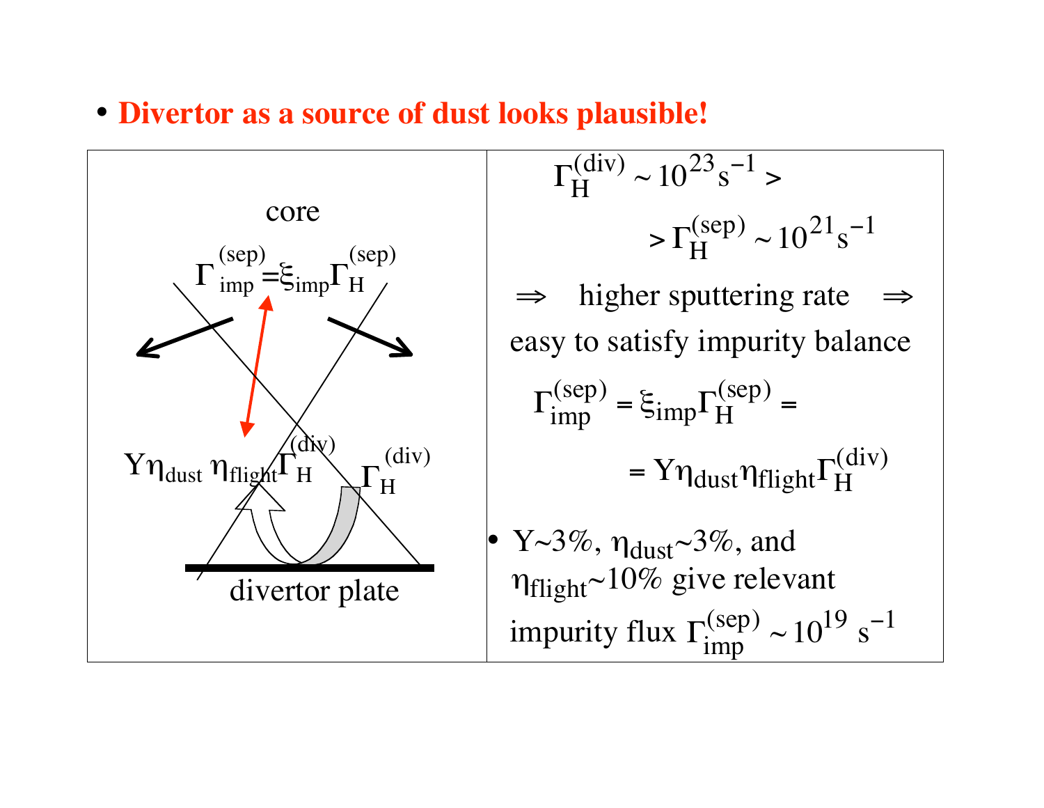- **Divertor as a source of dust looks plausible!**

| core<br><br>$\Gamma_{imp}^{(sep)} = \xi_{imp}\Gamma_H^{(sep)}$<br><br>$Y\eta_{dust}\,\eta_{flight}\Gamma_H^{(div)}$ $\Gamma_H^{(div)}$<br><br>divertor plate | $\Gamma_H^{(div)} \sim 10^{23}\,s^{-1} >$<br>$> \Gamma_H^{(sep)} \sim 10^{21}\,s^{-1}$<br><br>$\Rightarrow$ higher sputtering rate $\Rightarrow$ easy to satisfy impurity balance<br><br>$\Gamma_{imp}^{(sep)} = \xi_{imp}\Gamma_H^{(sep)} =$<br>$= Y\eta_{dust}\eta_{flight}\Gamma_H^{(div)}$<br><br>• $Y$~3%, $\eta_{dust}$~3%, and $\eta_{flight}$~10% give relevant impurity flux $\Gamma_{imp}^{(sep)} \sim 10^{19}\,s^{-1}$ |
|---|---|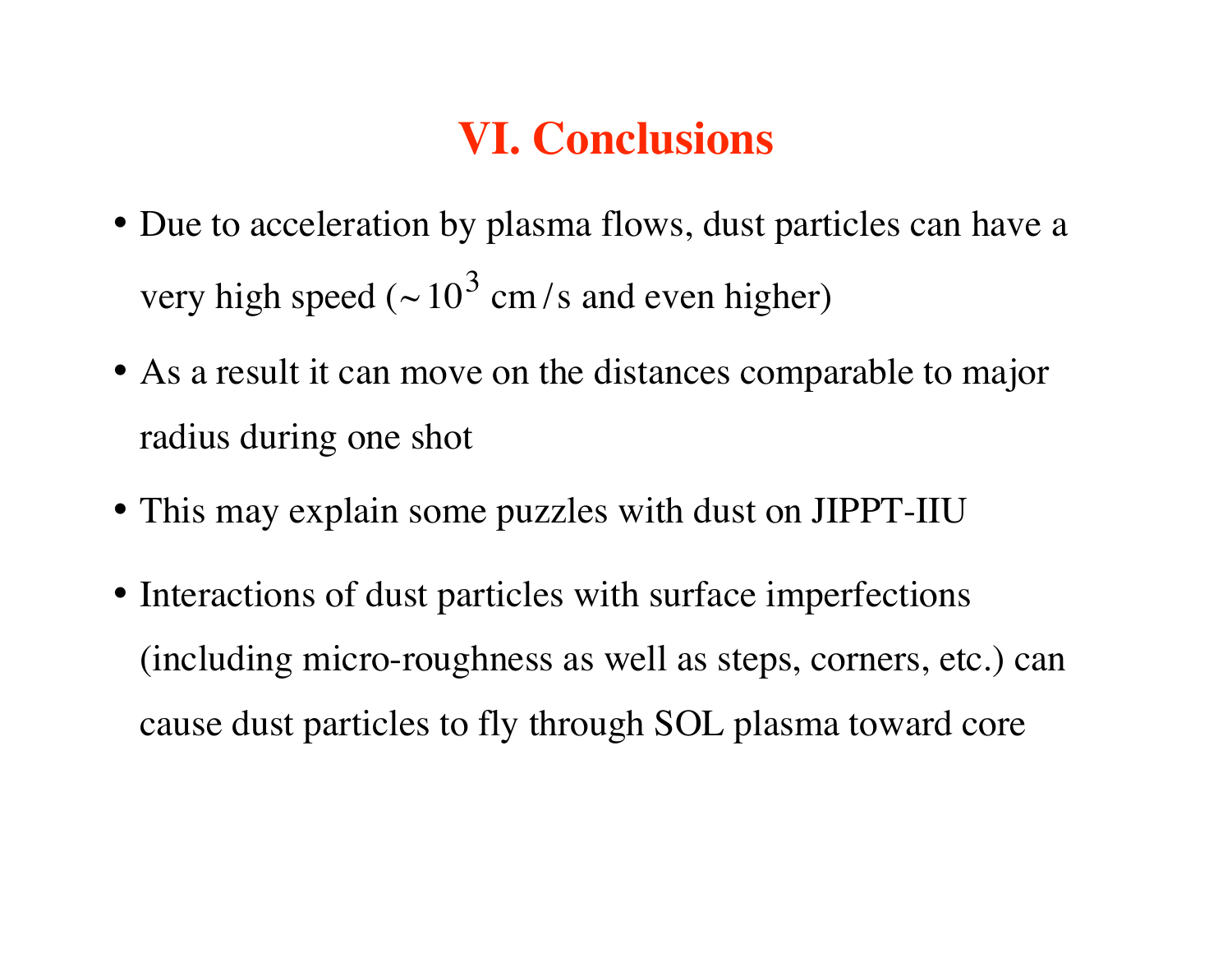# VI. Conclusions

- Due to acceleration by plasma flows, dust particles can have a very high speed ($\sim 10^3$ cm/s and even higher)
- As a result it can move on the distances comparable to major radius during one shot
- This may explain some puzzles with dust on JIPPT-IIU
- Interactions of dust particles with surface imperfections (including micro-roughness as well as steps, corners, etc.) can cause dust particles to fly through SOL plasma toward core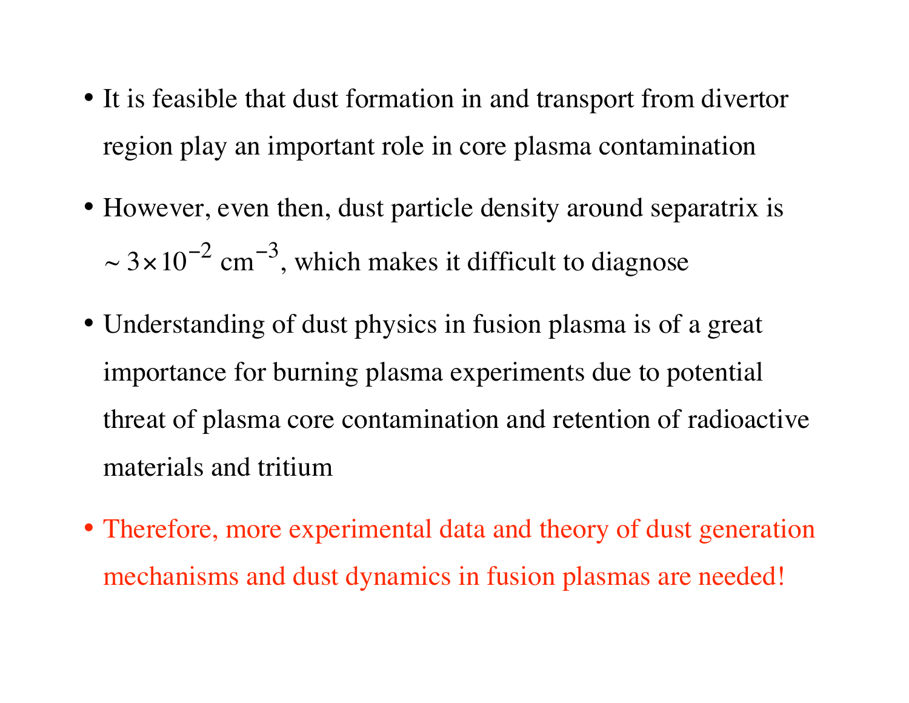- It is feasible that dust formation in and transport from divertor region play an important role in core plasma contamination

- However, even then, dust particle density around separatrix is $\sim 3 \times 10^{-2}$ cm$^{-3}$, which makes it difficult to diagnose

- Understanding of dust physics in fusion plasma is of a great importance for burning plasma experiments due to potential threat of plasma core contamination and retention of radioactive materials and tritium

- Therefore, more experimental data and theory of dust generation mechanisms and dust dynamics in fusion plasmas are needed!